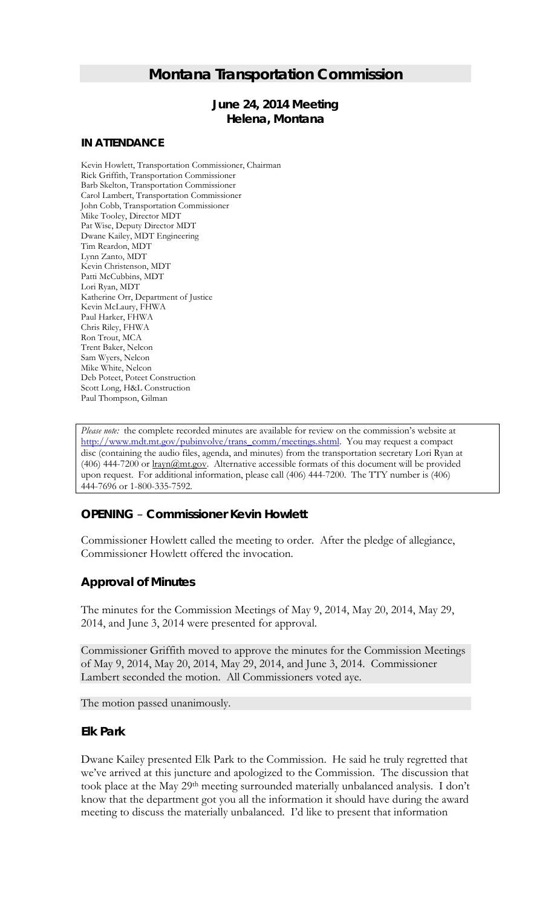# Montana Transportation Commission

## June 24, 2014 Meeting
## Helena, Montana

### IN ATTENDANCE

Kevin Howlett, Transportation Commissioner, Chairman
Rick Griffith, Transportation Commissioner
Barb Skelton, Transportation Commissioner
Carol Lambert, Transportation Commissioner
John Cobb, Transportation Commissioner
Mike Tooley, Director MDT
Pat Wise, Deputy Director MDT
Dwane Kailey, MDT Engineering
Tim Reardon, MDT
Lynn Zanto, MDT
Kevin Christenson, MDT
Patti McCubbins, MDT
Lori Ryan, MDT
Katherine Orr, Department of Justice
Kevin McLaury, FHWA
Paul Harker, FHWA
Chris Riley, FHWA
Ron Trout, MCA
Trent Baker, Nelcon
Sam Wyers, Nelcon
Mike White, Nelcon
Deb Poteet, Poteet Construction
Scott Long, H&L Construction
Paul Thompson, Gilman

*Please note:* the complete recorded minutes are available for review on the commission's website at http://www.mdt.mt.gov/pubinvolve/trans_comm/meetings.shtml. You may request a compact disc (containing the audio files, agenda, and minutes) from the transportation secretary Lori Ryan at (406) 444-7200 or lrayn@mt.gov. Alternative accessible formats of this document will be provided upon request. For additional information, please call (406) 444-7200. The TTY number is (406) 444-7696 or 1-800-335-7592.

### OPENING – Commissioner Kevin Howlett

Commissioner Howlett called the meeting to order. After the pledge of allegiance, Commissioner Howlett offered the invocation.

### Approval of Minutes

The minutes for the Commission Meetings of May 9, 2014, May 20, 2014, May 29, 2014, and June 3, 2014 were presented for approval.

Commissioner Griffith moved to approve the minutes for the Commission Meetings of May 9, 2014, May 20, 2014, May 29, 2014, and June 3, 2014. Commissioner Lambert seconded the motion. All Commissioners voted aye.

The motion passed unanimously.

### Elk Park

Dwane Kailey presented Elk Park to the Commission. He said he truly regretted that we've arrived at this juncture and apologized to the Commission. The discussion that took place at the May 29th meeting surrounded materially unbalanced analysis. I don't know that the department got you all the information it should have during the award meeting to discuss the materially unbalanced. I'd like to present that information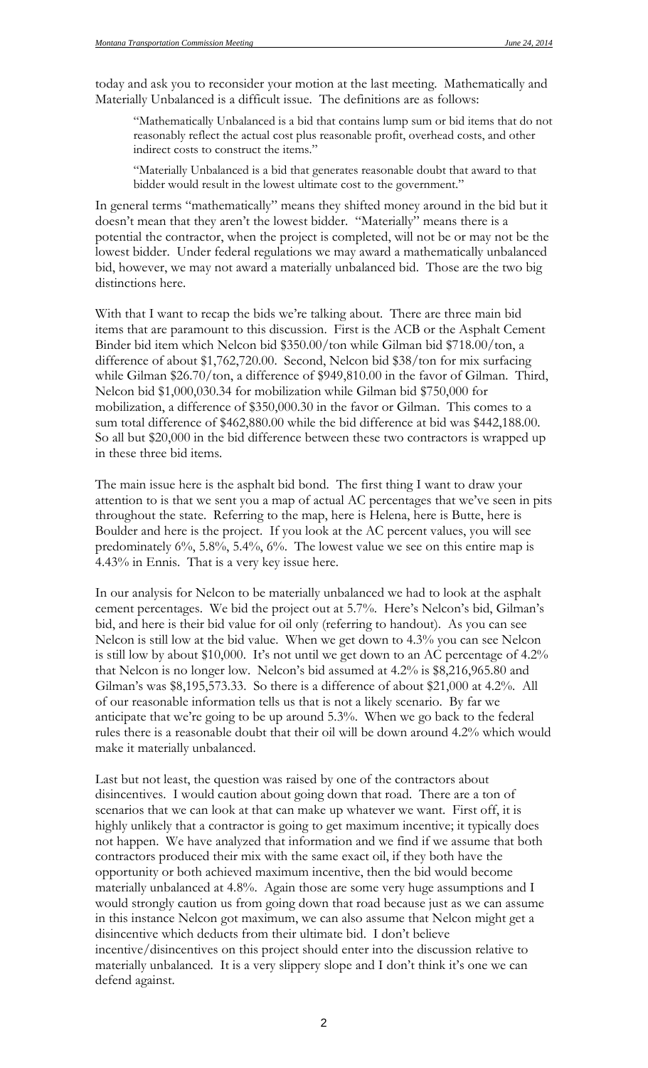today and ask you to reconsider your motion at the last meeting. Mathematically and Materially Unbalanced is a difficult issue. The definitions are as follows:

> "Mathematically Unbalanced is a bid that contains lump sum or bid items that do not reasonably reflect the actual cost plus reasonable profit, overhead costs, and other indirect costs to construct the items."
>
> "Materially Unbalanced is a bid that generates reasonable doubt that award to that bidder would result in the lowest ultimate cost to the government."

In general terms "mathematically" means they shifted money around in the bid but it doesn't mean that they aren't the lowest bidder. "Materially" means there is a potential the contractor, when the project is completed, will not be or may not be the lowest bidder. Under federal regulations we may award a mathematically unbalanced bid, however, we may not award a materially unbalanced bid. Those are the two big distinctions here.

With that I want to recap the bids we're talking about. There are three main bid items that are paramount to this discussion. First is the ACB or the Asphalt Cement Binder bid item which Nelcon bid $350.00/ton while Gilman bid $718.00/ton, a difference of about $1,762,720.00. Second, Nelcon bid $38/ton for mix surfacing while Gilman $26.70/ton, a difference of $949,810.00 in the favor of Gilman. Third, Nelcon bid $1,000,030.34 for mobilization while Gilman bid $750,000 for mobilization, a difference of $350,000.30 in the favor or Gilman. This comes to a sum total difference of $462,880.00 while the bid difference at bid was $442,188.00. So all but $20,000 in the bid difference between these two contractors is wrapped up in these three bid items.

The main issue here is the asphalt bid bond. The first thing I want to draw your attention to is that we sent you a map of actual AC percentages that we've seen in pits throughout the state. Referring to the map, here is Helena, here is Butte, here is Boulder and here is the project. If you look at the AC percent values, you will see predominately 6%, 5.8%, 5.4%, 6%. The lowest value we see on this entire map is 4.43% in Ennis. That is a very key issue here.

In our analysis for Nelcon to be materially unbalanced we had to look at the asphalt cement percentages. We bid the project out at 5.7%. Here's Nelcon's bid, Gilman's bid, and here is their bid value for oil only (referring to handout). As you can see Nelcon is still low at the bid value. When we get down to 4.3% you can see Nelcon is still low by about $10,000. It's not until we get down to an AC percentage of 4.2% that Nelcon is no longer low. Nelcon's bid assumed at 4.2% is $8,216,965.80 and Gilman's was $8,195,573.33. So there is a difference of about $21,000 at 4.2%. All of our reasonable information tells us that is not a likely scenario. By far we anticipate that we're going to be up around 5.3%. When we go back to the federal rules there is a reasonable doubt that their oil will be down around 4.2% which would make it materially unbalanced.

Last but not least, the question was raised by one of the contractors about disincentives. I would caution about going down that road. There are a ton of scenarios that we can look at that can make up whatever we want. First off, it is highly unlikely that a contractor is going to get maximum incentive; it typically does not happen. We have analyzed that information and we find if we assume that both contractors produced their mix with the same exact oil, if they both have the opportunity or both achieved maximum incentive, then the bid would become materially unbalanced at 4.8%. Again those are some very huge assumptions and I would strongly caution us from going down that road because just as we can assume in this instance Nelcon got maximum, we can also assume that Nelcon might get a disincentive which deducts from their ultimate bid. I don't believe incentive/disincentives on this project should enter into the discussion relative to materially unbalanced. It is a very slippery slope and I don't think it's one we can defend against.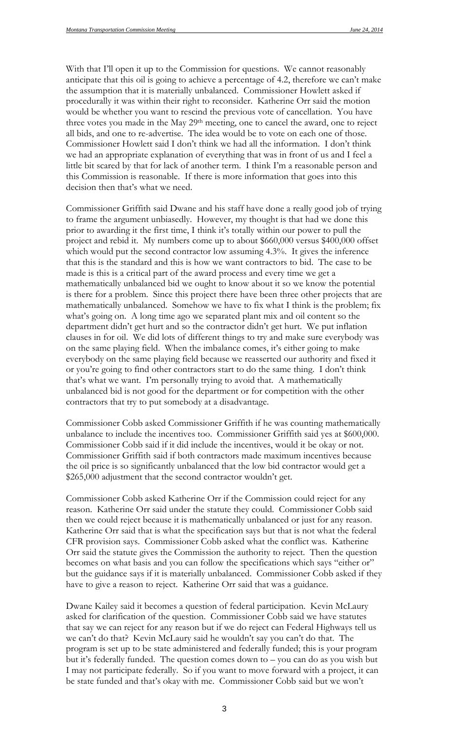With that I'll open it up to the Commission for questions. We cannot reasonably anticipate that this oil is going to achieve a percentage of 4.2, therefore we can't make the assumption that it is materially unbalanced. Commissioner Howlett asked if procedurally it was within their right to reconsider. Katherine Orr said the motion would be whether you want to rescind the previous vote of cancellation. You have three votes you made in the May 29th meeting, one to cancel the award, one to reject all bids, and one to re-advertise. The idea would be to vote on each one of those. Commissioner Howlett said I don't think we had all the information. I don't think we had an appropriate explanation of everything that was in front of us and I feel a little bit scared by that for lack of another term. I think I'm a reasonable person and this Commission is reasonable. If there is more information that goes into this decision then that's what we need.

Commissioner Griffith said Dwane and his staff have done a really good job of trying to frame the argument unbiasedly. However, my thought is that had we done this prior to awarding it the first time, I think it's totally within our power to pull the project and rebid it. My numbers come up to about $660,000 versus $400,000 offset which would put the second contractor low assuming 4.3%. It gives the inference that this is the standard and this is how we want contractors to bid. The case to be made is this is a critical part of the award process and every time we get a mathematically unbalanced bid we ought to know about it so we know the potential is there for a problem. Since this project there have been three other projects that are mathematically unbalanced. Somehow we have to fix what I think is the problem; fix what's going on. A long time ago we separated plant mix and oil content so the department didn't get hurt and so the contractor didn't get hurt. We put inflation clauses in for oil. We did lots of different things to try and make sure everybody was on the same playing field. When the imbalance comes, it's either going to make everybody on the same playing field because we reasserted our authority and fixed it or you're going to find other contractors start to do the same thing. I don't think that's what we want. I'm personally trying to avoid that. A mathematically unbalanced bid is not good for the department or for competition with the other contractors that try to put somebody at a disadvantage.

Commissioner Cobb asked Commissioner Griffith if he was counting mathematically unbalance to include the incentives too. Commissioner Griffith said yes at $600,000. Commissioner Cobb said if it did include the incentives, would it be okay or not. Commissioner Griffith said if both contractors made maximum incentives because the oil price is so significantly unbalanced that the low bid contractor would get a $265,000 adjustment that the second contractor wouldn't get.

Commissioner Cobb asked Katherine Orr if the Commission could reject for any reason. Katherine Orr said under the statute they could. Commissioner Cobb said then we could reject because it is mathematically unbalanced or just for any reason. Katherine Orr said that is what the specification says but that is not what the federal CFR provision says. Commissioner Cobb asked what the conflict was. Katherine Orr said the statute gives the Commission the authority to reject. Then the question becomes on what basis and you can follow the specifications which says "either or" but the guidance says if it is materially unbalanced. Commissioner Cobb asked if they have to give a reason to reject. Katherine Orr said that was a guidance.

Dwane Kailey said it becomes a question of federal participation. Kevin McLaury asked for clarification of the question. Commissioner Cobb said we have statutes that say we can reject for any reason but if we do reject can Federal Highways tell us we can't do that? Kevin McLaury said he wouldn't say you can't do that. The program is set up to be state administered and federally funded; this is your program but it's federally funded. The question comes down to – you can do as you wish but I may not participate federally. So if you want to move forward with a project, it can be state funded and that's okay with me. Commissioner Cobb said but we won't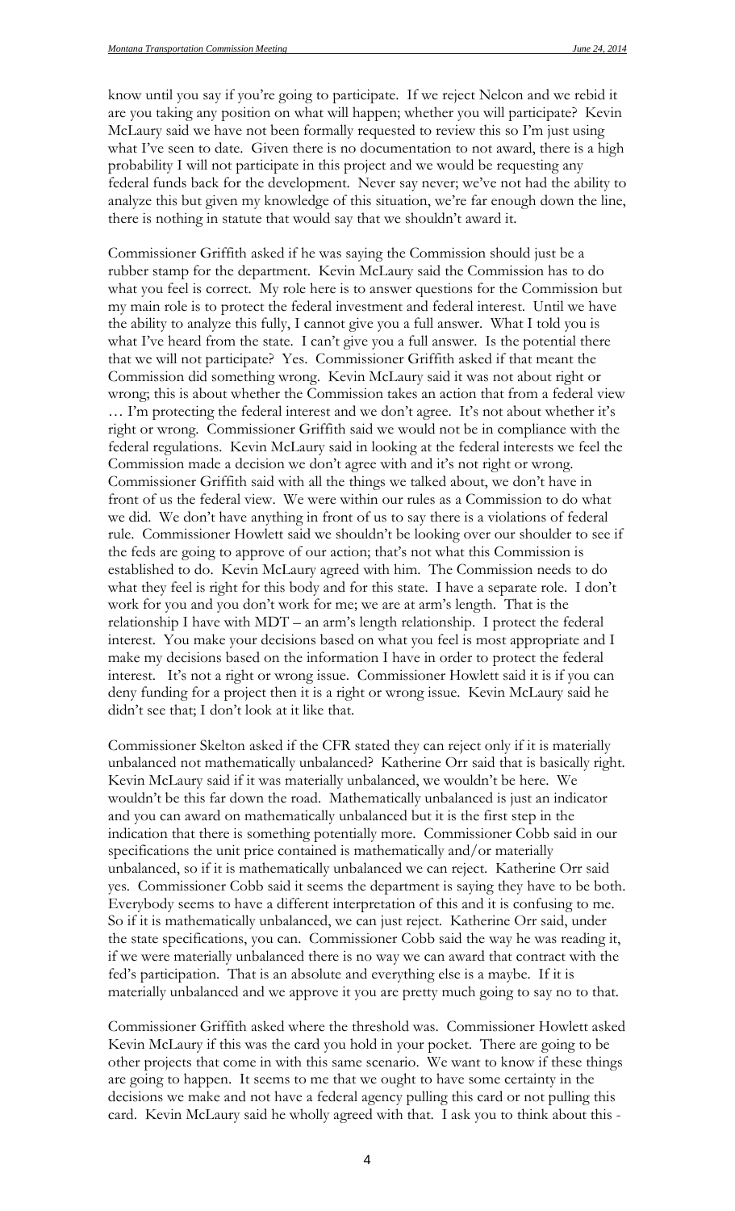know until you say if you're going to participate. If we reject Nelcon and we rebid it are you taking any position on what will happen; whether you will participate? Kevin McLaury said we have not been formally requested to review this so I'm just using what I've seen to date. Given there is no documentation to not award, there is a high probability I will not participate in this project and we would be requesting any federal funds back for the development. Never say never; we've not had the ability to analyze this but given my knowledge of this situation, we're far enough down the line, there is nothing in statute that would say that we shouldn't award it.

Commissioner Griffith asked if he was saying the Commission should just be a rubber stamp for the department. Kevin McLaury said the Commission has to do what you feel is correct. My role here is to answer questions for the Commission but my main role is to protect the federal investment and federal interest. Until we have the ability to analyze this fully, I cannot give you a full answer. What I told you is what I've heard from the state. I can't give you a full answer. Is the potential there that we will not participate? Yes. Commissioner Griffith asked if that meant the Commission did something wrong. Kevin McLaury said it was not about right or wrong; this is about whether the Commission takes an action that from a federal view … I'm protecting the federal interest and we don't agree. It's not about whether it's right or wrong. Commissioner Griffith said we would not be in compliance with the federal regulations. Kevin McLaury said in looking at the federal interests we feel the Commission made a decision we don't agree with and it's not right or wrong. Commissioner Griffith said with all the things we talked about, we don't have in front of us the federal view. We were within our rules as a Commission to do what we did. We don't have anything in front of us to say there is a violations of federal rule. Commissioner Howlett said we shouldn't be looking over our shoulder to see if the feds are going to approve of our action; that's not what this Commission is established to do. Kevin McLaury agreed with him. The Commission needs to do what they feel is right for this body and for this state. I have a separate role. I don't work for you and you don't work for me; we are at arm's length. That is the relationship I have with MDT – an arm's length relationship. I protect the federal interest. You make your decisions based on what you feel is most appropriate and I make my decisions based on the information I have in order to protect the federal interest. It's not a right or wrong issue. Commissioner Howlett said it is if you can deny funding for a project then it is a right or wrong issue. Kevin McLaury said he didn't see that; I don't look at it like that.

Commissioner Skelton asked if the CFR stated they can reject only if it is materially unbalanced not mathematically unbalanced? Katherine Orr said that is basically right. Kevin McLaury said if it was materially unbalanced, we wouldn't be here. We wouldn't be this far down the road. Mathematically unbalanced is just an indicator and you can award on mathematically unbalanced but it is the first step in the indication that there is something potentially more. Commissioner Cobb said in our specifications the unit price contained is mathematically and/or materially unbalanced, so if it is mathematically unbalanced we can reject. Katherine Orr said yes. Commissioner Cobb said it seems the department is saying they have to be both. Everybody seems to have a different interpretation of this and it is confusing to me. So if it is mathematically unbalanced, we can just reject. Katherine Orr said, under the state specifications, you can. Commissioner Cobb said the way he was reading it, if we were materially unbalanced there is no way we can award that contract with the fed's participation. That is an absolute and everything else is a maybe. If it is materially unbalanced and we approve it you are pretty much going to say no to that.

Commissioner Griffith asked where the threshold was. Commissioner Howlett asked Kevin McLaury if this was the card you hold in your pocket. There are going to be other projects that come in with this same scenario. We want to know if these things are going to happen. It seems to me that we ought to have some certainty in the decisions we make and not have a federal agency pulling this card or not pulling this card. Kevin McLaury said he wholly agreed with that. I ask you to think about this -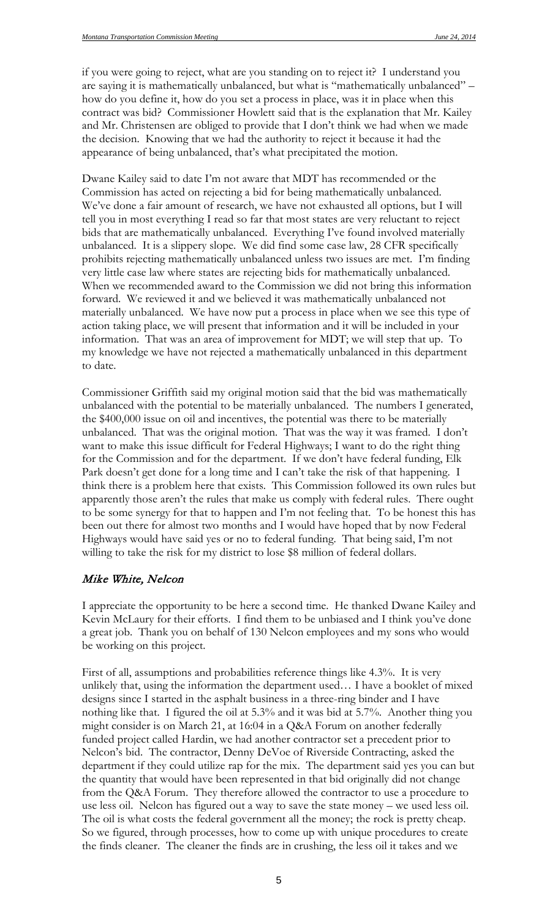if you were going to reject, what are you standing on to reject it? I understand you are saying it is mathematically unbalanced, but what is "mathematically unbalanced" – how do you define it, how do you set a process in place, was it in place when this contract was bid? Commissioner Howlett said that is the explanation that Mr. Kailey and Mr. Christensen are obliged to provide that I don't think we had when we made the decision. Knowing that we had the authority to reject it because it had the appearance of being unbalanced, that's what precipitated the motion.

Dwane Kailey said to date I'm not aware that MDT has recommended or the Commission has acted on rejecting a bid for being mathematically unbalanced. We've done a fair amount of research, we have not exhausted all options, but I will tell you in most everything I read so far that most states are very reluctant to reject bids that are mathematically unbalanced. Everything I've found involved materially unbalanced. It is a slippery slope. We did find some case law, 28 CFR specifically prohibits rejecting mathematically unbalanced unless two issues are met. I'm finding very little case law where states are rejecting bids for mathematically unbalanced. When we recommended award to the Commission we did not bring this information forward. We reviewed it and we believed it was mathematically unbalanced not materially unbalanced. We have now put a process in place when we see this type of action taking place, we will present that information and it will be included in your information. That was an area of improvement for MDT; we will step that up. To my knowledge we have not rejected a mathematically unbalanced in this department to date.

Commissioner Griffith said my original motion said that the bid was mathematically unbalanced with the potential to be materially unbalanced. The numbers I generated, the $400,000 issue on oil and incentives, the potential was there to be materially unbalanced. That was the original motion. That was the way it was framed. I don't want to make this issue difficult for Federal Highways; I want to do the right thing for the Commission and for the department. If we don't have federal funding, Elk Park doesn't get done for a long time and I can't take the risk of that happening. I think there is a problem here that exists. This Commission followed its own rules but apparently those aren't the rules that make us comply with federal rules. There ought to be some synergy for that to happen and I'm not feeling that. To be honest this has been out there for almost two months and I would have hoped that by now Federal Highways would have said yes or no to federal funding. That being said, I'm not willing to take the risk for my district to lose $8 million of federal dollars.

### *Mike White, Nelcon*

I appreciate the opportunity to be here a second time. He thanked Dwane Kailey and Kevin McLaury for their efforts. I find them to be unbiased and I think you've done a great job. Thank you on behalf of 130 Nelcon employees and my sons who would be working on this project.

First of all, assumptions and probabilities reference things like 4.3%. It is very unlikely that, using the information the department used… I have a booklet of mixed designs since I started in the asphalt business in a three-ring binder and I have nothing like that. I figured the oil at 5.3% and it was bid at 5.7%. Another thing you might consider is on March 21, at 16:04 in a Q&A Forum on another federally funded project called Hardin, we had another contractor set a precedent prior to Nelcon's bid. The contractor, Denny DeVoe of Riverside Contracting, asked the department if they could utilize rap for the mix. The department said yes you can but the quantity that would have been represented in that bid originally did not change from the Q&A Forum. They therefore allowed the contractor to use a procedure to use less oil. Nelcon has figured out a way to save the state money – we used less oil. The oil is what costs the federal government all the money; the rock is pretty cheap. So we figured, through processes, how to come up with unique procedures to create the finds cleaner. The cleaner the finds are in crushing, the less oil it takes and we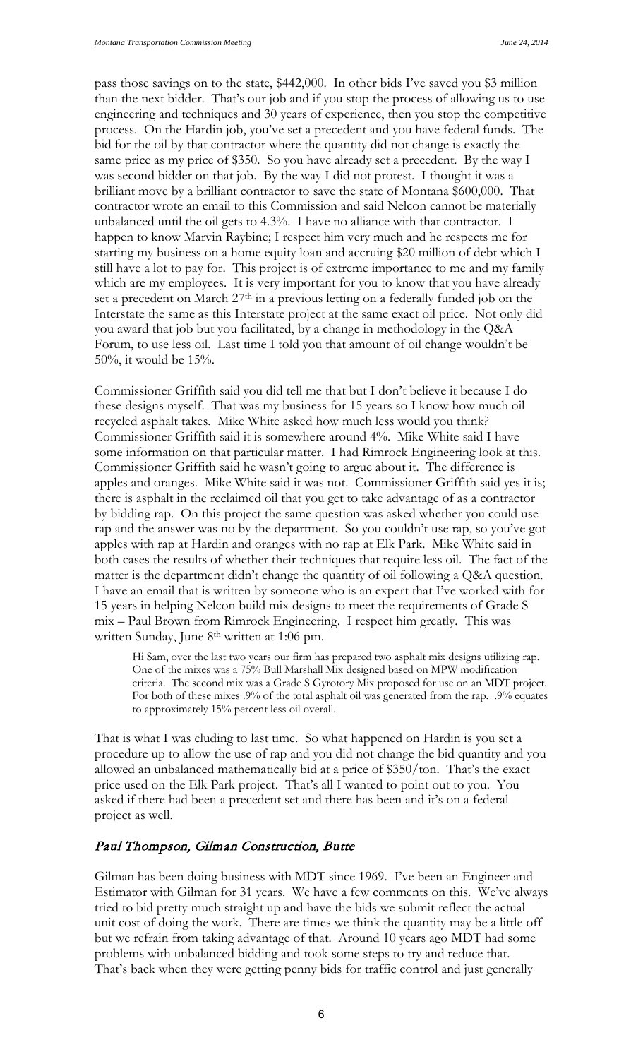pass those savings on to the state, $442,000. In other bids I've saved you $3 million than the next bidder. That's our job and if you stop the process of allowing us to use engineering and techniques and 30 years of experience, then you stop the competitive process. On the Hardin job, you've set a precedent and you have federal funds. The bid for the oil by that contractor where the quantity did not change is exactly the same price as my price of $350. So you have already set a precedent. By the way I was second bidder on that job. By the way I did not protest. I thought it was a brilliant move by a brilliant contractor to save the state of Montana $600,000. That contractor wrote an email to this Commission and said Nelcon cannot be materially unbalanced until the oil gets to 4.3%. I have no alliance with that contractor. I happen to know Marvin Raybine; I respect him very much and he respects me for starting my business on a home equity loan and accruing $20 million of debt which I still have a lot to pay for. This project is of extreme importance to me and my family which are my employees. It is very important for you to know that you have already set a precedent on March 27th in a previous letting on a federally funded job on the Interstate the same as this Interstate project at the same exact oil price. Not only did you award that job but you facilitated, by a change in methodology in the Q&A Forum, to use less oil. Last time I told you that amount of oil change wouldn't be 50%, it would be 15%.

Commissioner Griffith said you did tell me that but I don't believe it because I do these designs myself. That was my business for 15 years so I know how much oil recycled asphalt takes. Mike White asked how much less would you think? Commissioner Griffith said it is somewhere around 4%. Mike White said I have some information on that particular matter. I had Rimrock Engineering look at this. Commissioner Griffith said he wasn't going to argue about it. The difference is apples and oranges. Mike White said it was not. Commissioner Griffith said yes it is; there is asphalt in the reclaimed oil that you get to take advantage of as a contractor by bidding rap. On this project the same question was asked whether you could use rap and the answer was no by the department. So you couldn't use rap, so you've got apples with rap at Hardin and oranges with no rap at Elk Park. Mike White said in both cases the results of whether their techniques that require less oil. The fact of the matter is the department didn't change the quantity of oil following a Q&A question. I have an email that is written by someone who is an expert that I've worked with for 15 years in helping Nelcon build mix designs to meet the requirements of Grade S mix – Paul Brown from Rimrock Engineering. I respect him greatly. This was written Sunday, June 8th written at 1:06 pm.

> Hi Sam, over the last two years our firm has prepared two asphalt mix designs utilizing rap. One of the mixes was a 75% Bull Marshall Mix designed based on MPW modification criteria. The second mix was a Grade S Gyrotory Mix proposed for use on an MDT project. For both of these mixes .9% of the total asphalt oil was generated from the rap. .9% equates to approximately 15% percent less oil overall.

That is what I was eluding to last time. So what happened on Hardin is you set a procedure up to allow the use of rap and you did not change the bid quantity and you allowed an unbalanced mathematically bid at a price of $350/ton. That's the exact price used on the Elk Park project. That's all I wanted to point out to you. You asked if there had been a precedent set and there has been and it's on a federal project as well.

### *Paul Thompson, Gilman Construction, Butte*

Gilman has been doing business with MDT since 1969. I've been an Engineer and Estimator with Gilman for 31 years. We have a few comments on this. We've always tried to bid pretty much straight up and have the bids we submit reflect the actual unit cost of doing the work. There are times we think the quantity may be a little off but we refrain from taking advantage of that. Around 10 years ago MDT had some problems with unbalanced bidding and took some steps to try and reduce that. That's back when they were getting penny bids for traffic control and just generally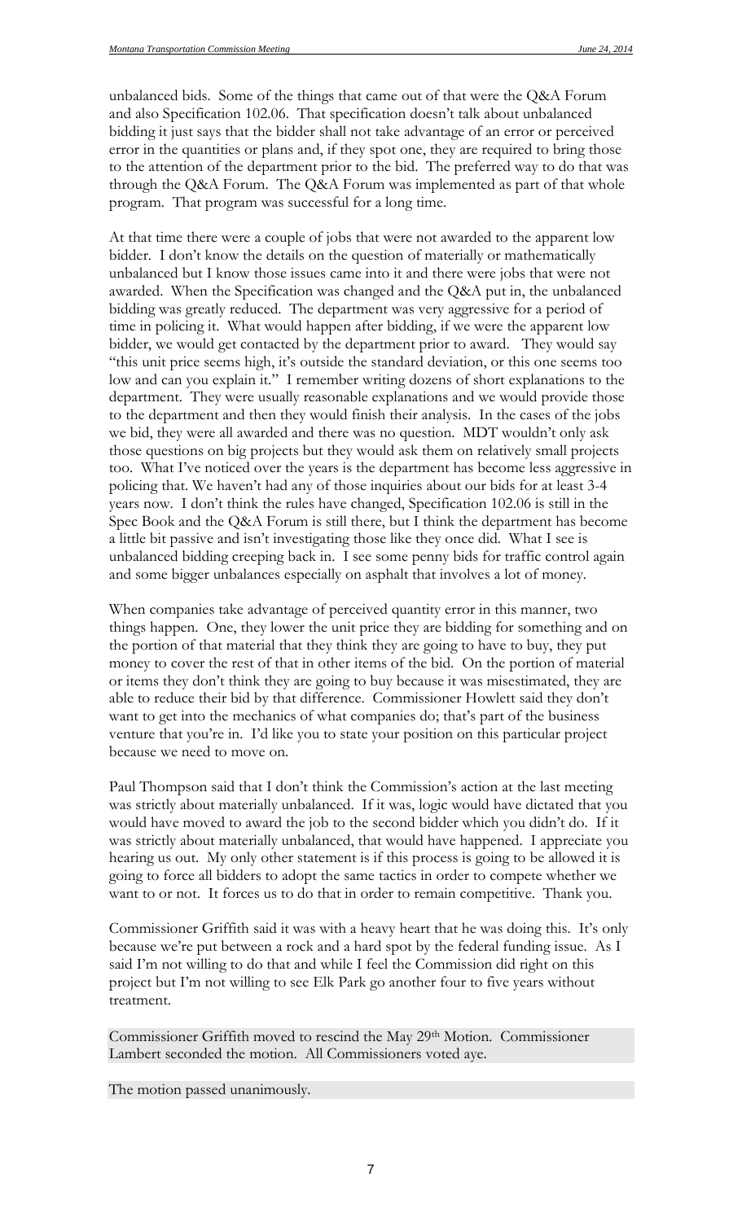unbalanced bids. Some of the things that came out of that were the Q&A Forum and also Specification 102.06. That specification doesn't talk about unbalanced bidding it just says that the bidder shall not take advantage of an error or perceived error in the quantities or plans and, if they spot one, they are required to bring those to the attention of the department prior to the bid. The preferred way to do that was through the Q&A Forum. The Q&A Forum was implemented as part of that whole program. That program was successful for a long time.

At that time there were a couple of jobs that were not awarded to the apparent low bidder. I don't know the details on the question of materially or mathematically unbalanced but I know those issues came into it and there were jobs that were not awarded. When the Specification was changed and the Q&A put in, the unbalanced bidding was greatly reduced. The department was very aggressive for a period of time in policing it. What would happen after bidding, if we were the apparent low bidder, we would get contacted by the department prior to award. They would say "this unit price seems high, it's outside the standard deviation, or this one seems too low and can you explain it." I remember writing dozens of short explanations to the department. They were usually reasonable explanations and we would provide those to the department and then they would finish their analysis. In the cases of the jobs we bid, they were all awarded and there was no question. MDT wouldn't only ask those questions on big projects but they would ask them on relatively small projects too. What I've noticed over the years is the department has become less aggressive in policing that. We haven't had any of those inquiries about our bids for at least 3-4 years now. I don't think the rules have changed, Specification 102.06 is still in the Spec Book and the Q&A Forum is still there, but I think the department has become a little bit passive and isn't investigating those like they once did. What I see is unbalanced bidding creeping back in. I see some penny bids for traffic control again and some bigger unbalances especially on asphalt that involves a lot of money.

When companies take advantage of perceived quantity error in this manner, two things happen. One, they lower the unit price they are bidding for something and on the portion of that material that they think they are going to have to buy, they put money to cover the rest of that in other items of the bid. On the portion of material or items they don't think they are going to buy because it was misestimated, they are able to reduce their bid by that difference. Commissioner Howlett said they don't want to get into the mechanics of what companies do; that's part of the business venture that you're in. I'd like you to state your position on this particular project because we need to move on.

Paul Thompson said that I don't think the Commission's action at the last meeting was strictly about materially unbalanced. If it was, logic would have dictated that you would have moved to award the job to the second bidder which you didn't do. If it was strictly about materially unbalanced, that would have happened. I appreciate you hearing us out. My only other statement is if this process is going to be allowed it is going to force all bidders to adopt the same tactics in order to compete whether we want to or not. It forces us to do that in order to remain competitive. Thank you.

Commissioner Griffith said it was with a heavy heart that he was doing this. It's only because we're put between a rock and a hard spot by the federal funding issue. As I said I'm not willing to do that and while I feel the Commission did right on this project but I'm not willing to see Elk Park go another four to five years without treatment.

Commissioner Griffith moved to rescind the May 29th Motion. Commissioner Lambert seconded the motion. All Commissioners voted aye.

The motion passed unanimously.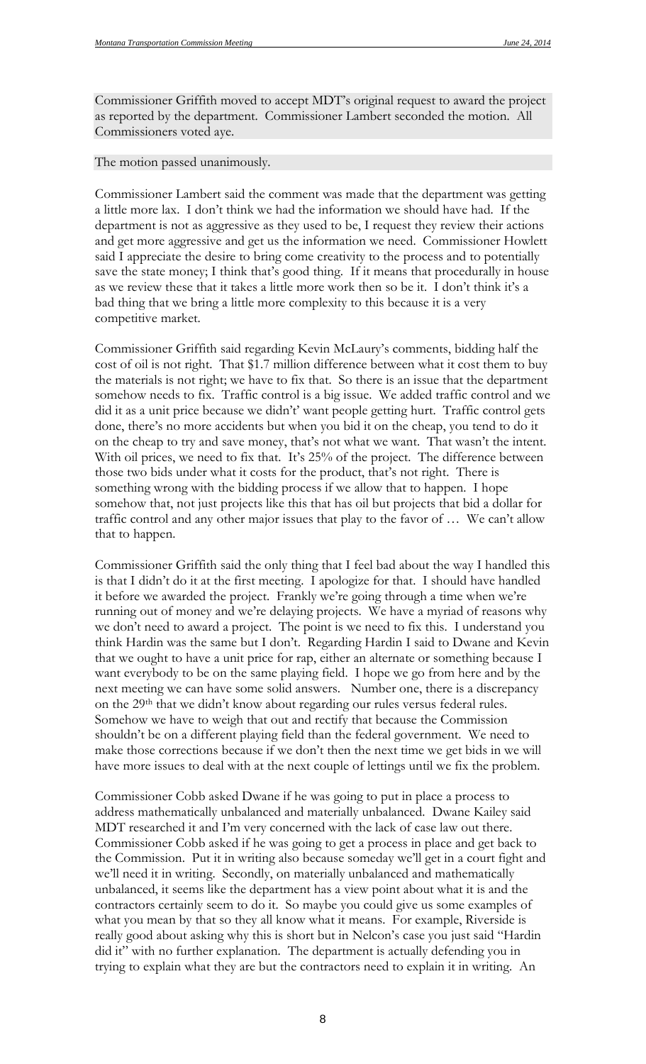Commissioner Griffith moved to accept MDT's original request to award the project as reported by the department. Commissioner Lambert seconded the motion. All Commissioners voted aye.

The motion passed unanimously.

Commissioner Lambert said the comment was made that the department was getting a little more lax. I don't think we had the information we should have had. If the department is not as aggressive as they used to be, I request they review their actions and get more aggressive and get us the information we need. Commissioner Howlett said I appreciate the desire to bring come creativity to the process and to potentially save the state money; I think that's good thing. If it means that procedurally in house as we review these that it takes a little more work then so be it. I don't think it's a bad thing that we bring a little more complexity to this because it is a very competitive market.

Commissioner Griffith said regarding Kevin McLaury's comments, bidding half the cost of oil is not right. That $1.7 million difference between what it cost them to buy the materials is not right; we have to fix that. So there is an issue that the department somehow needs to fix. Traffic control is a big issue. We added traffic control and we did it as a unit price because we didn't' want people getting hurt. Traffic control gets done, there's no more accidents but when you bid it on the cheap, you tend to do it on the cheap to try and save money, that's not what we want. That wasn't the intent. With oil prices, we need to fix that. It's 25% of the project. The difference between those two bids under what it costs for the product, that's not right. There is something wrong with the bidding process if we allow that to happen. I hope somehow that, not just projects like this that has oil but projects that bid a dollar for traffic control and any other major issues that play to the favor of … We can't allow that to happen.

Commissioner Griffith said the only thing that I feel bad about the way I handled this is that I didn't do it at the first meeting. I apologize for that. I should have handled it before we awarded the project. Frankly we're going through a time when we're running out of money and we're delaying projects. We have a myriad of reasons why we don't need to award a project. The point is we need to fix this. I understand you think Hardin was the same but I don't. Regarding Hardin I said to Dwane and Kevin that we ought to have a unit price for rap, either an alternate or something because I want everybody to be on the same playing field. I hope we go from here and by the next meeting we can have some solid answers. Number one, there is a discrepancy on the 29th that we didn't know about regarding our rules versus federal rules. Somehow we have to weigh that out and rectify that because the Commission shouldn't be on a different playing field than the federal government. We need to make those corrections because if we don't then the next time we get bids in we will have more issues to deal with at the next couple of lettings until we fix the problem.

Commissioner Cobb asked Dwane if he was going to put in place a process to address mathematically unbalanced and materially unbalanced. Dwane Kailey said MDT researched it and I'm very concerned with the lack of case law out there. Commissioner Cobb asked if he was going to get a process in place and get back to the Commission. Put it in writing also because someday we'll get in a court fight and we'll need it in writing. Secondly, on materially unbalanced and mathematically unbalanced, it seems like the department has a view point about what it is and the contractors certainly seem to do it. So maybe you could give us some examples of what you mean by that so they all know what it means. For example, Riverside is really good about asking why this is short but in Nelcon's case you just said "Hardin did it" with no further explanation. The department is actually defending you in trying to explain what they are but the contractors need to explain it in writing. An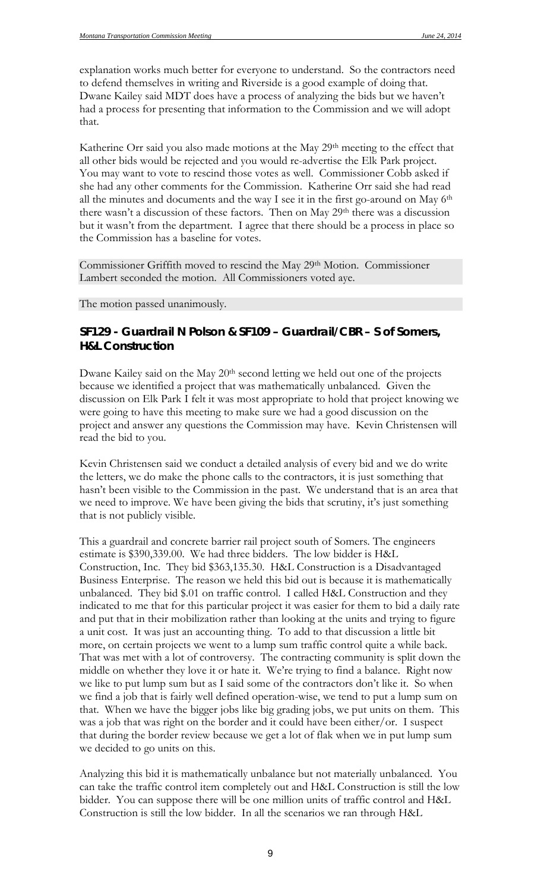explanation works much better for everyone to understand. So the contractors need to defend themselves in writing and Riverside is a good example of doing that. Dwane Kailey said MDT does have a process of analyzing the bids but we haven't had a process for presenting that information to the Commission and we will adopt that.

Katherine Orr said you also made motions at the May 29th meeting to the effect that all other bids would be rejected and you would re-advertise the Elk Park project. You may want to vote to rescind those votes as well. Commissioner Cobb asked if she had any other comments for the Commission. Katherine Orr said she had read all the minutes and documents and the way I see it in the first go-around on May 6th there wasn't a discussion of these factors. Then on May 29th there was a discussion but it wasn't from the department. I agree that there should be a process in place so the Commission has a baseline for votes.

Commissioner Griffith moved to rescind the May 29th Motion. Commissioner Lambert seconded the motion. All Commissioners voted aye.

The motion passed unanimously.

### SF129 - Guardrail N Polson & SF109 – Guardrail/CBR – S of Somers, H&L Construction

Dwane Kailey said on the May 20th second letting we held out one of the projects because we identified a project that was mathematically unbalanced. Given the discussion on Elk Park I felt it was most appropriate to hold that project knowing we were going to have this meeting to make sure we had a good discussion on the project and answer any questions the Commission may have. Kevin Christensen will read the bid to you.

Kevin Christensen said we conduct a detailed analysis of every bid and we do write the letters, we do make the phone calls to the contractors, it is just something that hasn't been visible to the Commission in the past. We understand that is an area that we need to improve. We have been giving the bids that scrutiny, it's just something that is not publicly visible.

This a guardrail and concrete barrier rail project south of Somers. The engineers estimate is $390,339.00. We had three bidders. The low bidder is H&L Construction, Inc. They bid $363,135.30. H&L Construction is a Disadvantaged Business Enterprise. The reason we held this bid out is because it is mathematically unbalanced. They bid $.01 on traffic control. I called H&L Construction and they indicated to me that for this particular project it was easier for them to bid a daily rate and put that in their mobilization rather than looking at the units and trying to figure a unit cost. It was just an accounting thing. To add to that discussion a little bit more, on certain projects we went to a lump sum traffic control quite a while back. That was met with a lot of controversy. The contracting community is split down the middle on whether they love it or hate it. We're trying to find a balance. Right now we like to put lump sum but as I said some of the contractors don't like it. So when we find a job that is fairly well defined operation-wise, we tend to put a lump sum on that. When we have the bigger jobs like big grading jobs, we put units on them. This was a job that was right on the border and it could have been either/or. I suspect that during the border review because we get a lot of flak when we in put lump sum we decided to go units on this.

Analyzing this bid it is mathematically unbalance but not materially unbalanced. You can take the traffic control item completely out and H&L Construction is still the low bidder. You can suppose there will be one million units of traffic control and H&L Construction is still the low bidder. In all the scenarios we ran through H&L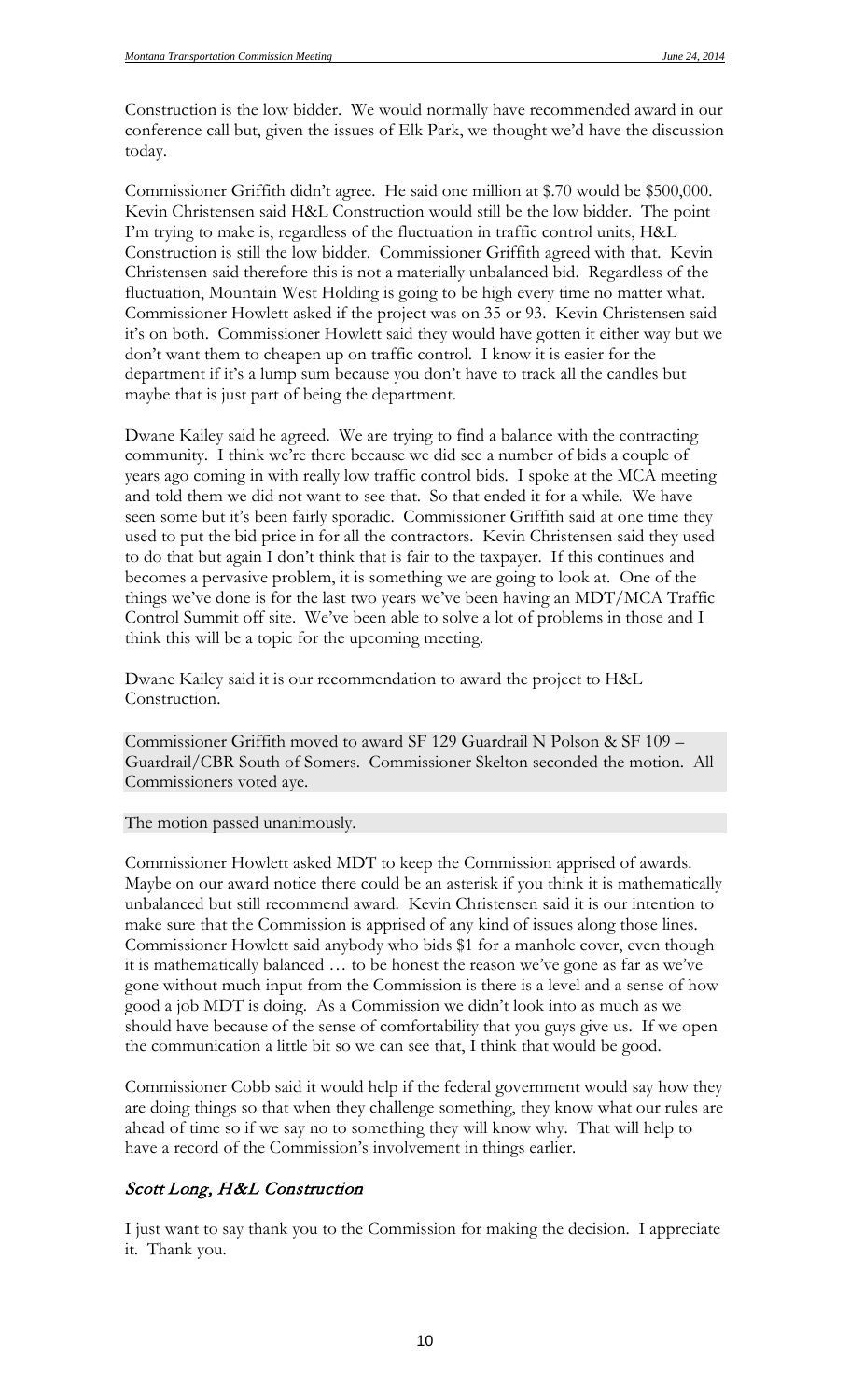Construction is the low bidder. We would normally have recommended award in our conference call but, given the issues of Elk Park, we thought we'd have the discussion today.

Commissioner Griffith didn't agree. He said one million at $.70 would be $500,000. Kevin Christensen said H&L Construction would still be the low bidder. The point I'm trying to make is, regardless of the fluctuation in traffic control units, H&L Construction is still the low bidder. Commissioner Griffith agreed with that. Kevin Christensen said therefore this is not a materially unbalanced bid. Regardless of the fluctuation, Mountain West Holding is going to be high every time no matter what. Commissioner Howlett asked if the project was on 35 or 93. Kevin Christensen said it's on both. Commissioner Howlett said they would have gotten it either way but we don't want them to cheapen up on traffic control. I know it is easier for the department if it's a lump sum because you don't have to track all the candles but maybe that is just part of being the department.

Dwane Kailey said he agreed. We are trying to find a balance with the contracting community. I think we're there because we did see a number of bids a couple of years ago coming in with really low traffic control bids. I spoke at the MCA meeting and told them we did not want to see that. So that ended it for a while. We have seen some but it's been fairly sporadic. Commissioner Griffith said at one time they used to put the bid price in for all the contractors. Kevin Christensen said they used to do that but again I don't think that is fair to the taxpayer. If this continues and becomes a pervasive problem, it is something we are going to look at. One of the things we've done is for the last two years we've been having an MDT/MCA Traffic Control Summit off site. We've been able to solve a lot of problems in those and I think this will be a topic for the upcoming meeting.

Dwane Kailey said it is our recommendation to award the project to H&L Construction.

Commissioner Griffith moved to award SF 129 Guardrail N Polson & SF 109 – Guardrail/CBR South of Somers. Commissioner Skelton seconded the motion. All Commissioners voted aye.

The motion passed unanimously.

Commissioner Howlett asked MDT to keep the Commission apprised of awards. Maybe on our award notice there could be an asterisk if you think it is mathematically unbalanced but still recommend award. Kevin Christensen said it is our intention to make sure that the Commission is apprised of any kind of issues along those lines. Commissioner Howlett said anybody who bids $1 for a manhole cover, even though it is mathematically balanced … to be honest the reason we've gone as far as we've gone without much input from the Commission is there is a level and a sense of how good a job MDT is doing. As a Commission we didn't look into as much as we should have because of the sense of comfortability that you guys give us. If we open the communication a little bit so we can see that, I think that would be good.

Commissioner Cobb said it would help if the federal government would say how they are doing things so that when they challenge something, they know what our rules are ahead of time so if we say no to something they will know why. That will help to have a record of the Commission's involvement in things earlier.

### *Scott Long, H&L Construction*

I just want to say thank you to the Commission for making the decision. I appreciate it. Thank you.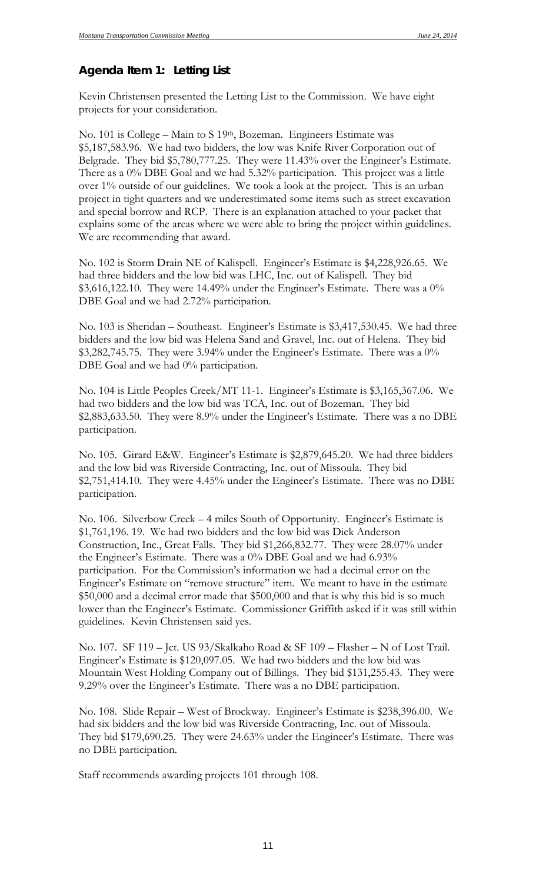## Agenda Item 1: Letting List

Kevin Christensen presented the Letting List to the Commission. We have eight projects for your consideration.

No. 101 is College – Main to S 19th, Bozeman. Engineers Estimate was \$5,187,583.96. We had two bidders, the low was Knife River Corporation out of Belgrade. They bid \$5,780,777.25. They were 11.43% over the Engineer's Estimate. There as a 0% DBE Goal and we had 5.32% participation. This project was a little over 1% outside of our guidelines. We took a look at the project. This is an urban project in tight quarters and we underestimated some items such as street excavation and special borrow and RCP. There is an explanation attached to your packet that explains some of the areas where we were able to bring the project within guidelines. We are recommending that award.

No. 102 is Storm Drain NE of Kalispell. Engineer's Estimate is \$4,228,926.65. We had three bidders and the low bid was LHC, Inc. out of Kalispell. They bid \$3,616,122.10. They were 14.49% under the Engineer's Estimate. There was a 0% DBE Goal and we had 2.72% participation.

No. 103 is Sheridan – Southeast. Engineer's Estimate is \$3,417,530.45. We had three bidders and the low bid was Helena Sand and Gravel, Inc. out of Helena. They bid \$3,282,745.75. They were 3.94% under the Engineer's Estimate. There was a 0% DBE Goal and we had 0% participation.

No. 104 is Little Peoples Creek/MT 11-1. Engineer's Estimate is \$3,165,367.06. We had two bidders and the low bid was TCA, Inc. out of Bozeman. They bid \$2,883,633.50. They were 8.9% under the Engineer's Estimate. There was a no DBE participation.

No. 105. Girard E&W. Engineer's Estimate is \$2,879,645.20. We had three bidders and the low bid was Riverside Contracting, Inc. out of Missoula. They bid \$2,751,414.10. They were 4.45% under the Engineer's Estimate. There was no DBE participation.

No. 106. Silverbow Creek – 4 miles South of Opportunity. Engineer's Estimate is \$1,761,196. 19. We had two bidders and the low bid was Dick Anderson Construction, Inc., Great Falls. They bid \$1,266,832.77. They were 28.07% under the Engineer's Estimate. There was a 0% DBE Goal and we had 6.93% participation. For the Commission's information we had a decimal error on the Engineer's Estimate on "remove structure" item. We meant to have in the estimate \$50,000 and a decimal error made that \$500,000 and that is why this bid is so much lower than the Engineer's Estimate. Commissioner Griffith asked if it was still within guidelines. Kevin Christensen said yes.

No. 107. SF 119 – Jct. US 93/Skalkaho Road & SF 109 – Flasher – N of Lost Trail. Engineer's Estimate is \$120,097.05. We had two bidders and the low bid was Mountain West Holding Company out of Billings. They bid \$131,255.43. They were 9.29% over the Engineer's Estimate. There was a no DBE participation.

No. 108. Slide Repair – West of Brockway. Engineer's Estimate is \$238,396.00. We had six bidders and the low bid was Riverside Contracting, Inc. out of Missoula. They bid \$179,690.25. They were 24.63% under the Engineer's Estimate. There was no DBE participation.

Staff recommends awarding projects 101 through 108.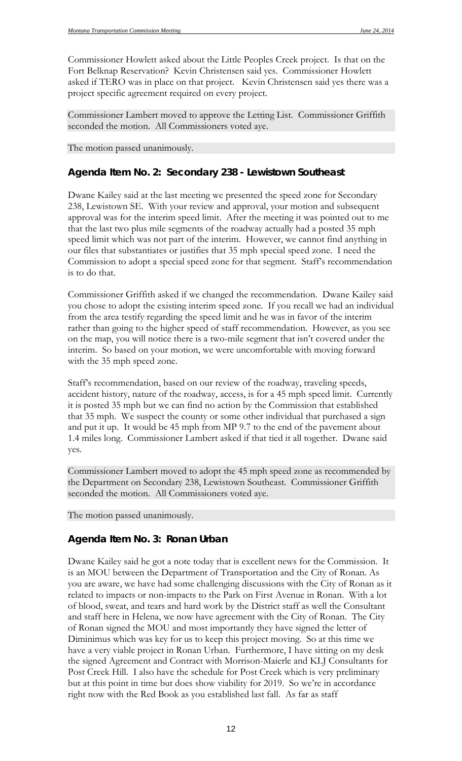Commissioner Howlett asked about the Little Peoples Creek project. Is that on the Fort Belknap Reservation? Kevin Christensen said yes. Commissioner Howlett asked if TERO was in place on that project. Kevin Christensen said yes there was a project specific agreement required on every project.

Commissioner Lambert moved to approve the Letting List. Commissioner Griffith seconded the motion. All Commissioners voted aye.

The motion passed unanimously.

## Agenda Item No. 2: Secondary 238 - Lewistown Southeast

Dwane Kailey said at the last meeting we presented the speed zone for Secondary 238, Lewistown SE. With your review and approval, your motion and subsequent approval was for the interim speed limit. After the meeting it was pointed out to me that the last two plus mile segments of the roadway actually had a posted 35 mph speed limit which was not part of the interim. However, we cannot find anything in our files that substantiates or justifies that 35 mph special speed zone. I need the Commission to adopt a special speed zone for that segment. Staff's recommendation is to do that.

Commissioner Griffith asked if we changed the recommendation. Dwane Kailey said you chose to adopt the existing interim speed zone. If you recall we had an individual from the area testify regarding the speed limit and he was in favor of the interim rather than going to the higher speed of staff recommendation. However, as you see on the map, you will notice there is a two-mile segment that isn't covered under the interim. So based on your motion, we were uncomfortable with moving forward with the 35 mph speed zone.

Staff's recommendation, based on our review of the roadway, traveling speeds, accident history, nature of the roadway, access, is for a 45 mph speed limit. Currently it is posted 35 mph but we can find no action by the Commission that established that 35 mph. We suspect the county or some other individual that purchased a sign and put it up. It would be 45 mph from MP 9.7 to the end of the pavement about 1.4 miles long. Commissioner Lambert asked if that tied it all together. Dwane said yes.

Commissioner Lambert moved to adopt the 45 mph speed zone as recommended by the Department on Secondary 238, Lewistown Southeast. Commissioner Griffith seconded the motion. All Commissioners voted aye.

The motion passed unanimously.

## Agenda Item No. 3: Ronan Urban

Dwane Kailey said he got a note today that is excellent news for the Commission. It is an MOU between the Department of Transportation and the City of Ronan. As you are aware, we have had some challenging discussions with the City of Ronan as it related to impacts or non-impacts to the Park on First Avenue in Ronan. With a lot of blood, sweat, and tears and hard work by the District staff as well the Consultant and staff here in Helena, we now have agreement with the City of Ronan. The City of Ronan signed the MOU and most importantly they have signed the letter of Diminimus which was key for us to keep this project moving. So at this time we have a very viable project in Ronan Urban. Furthermore, I have sitting on my desk the signed Agreement and Contract with Morrison-Maierle and KLJ Consultants for Post Creek Hill. I also have the schedule for Post Creek which is very preliminary but at this point in time but does show viability for 2019. So we're in accordance right now with the Red Book as you established last fall. As far as staff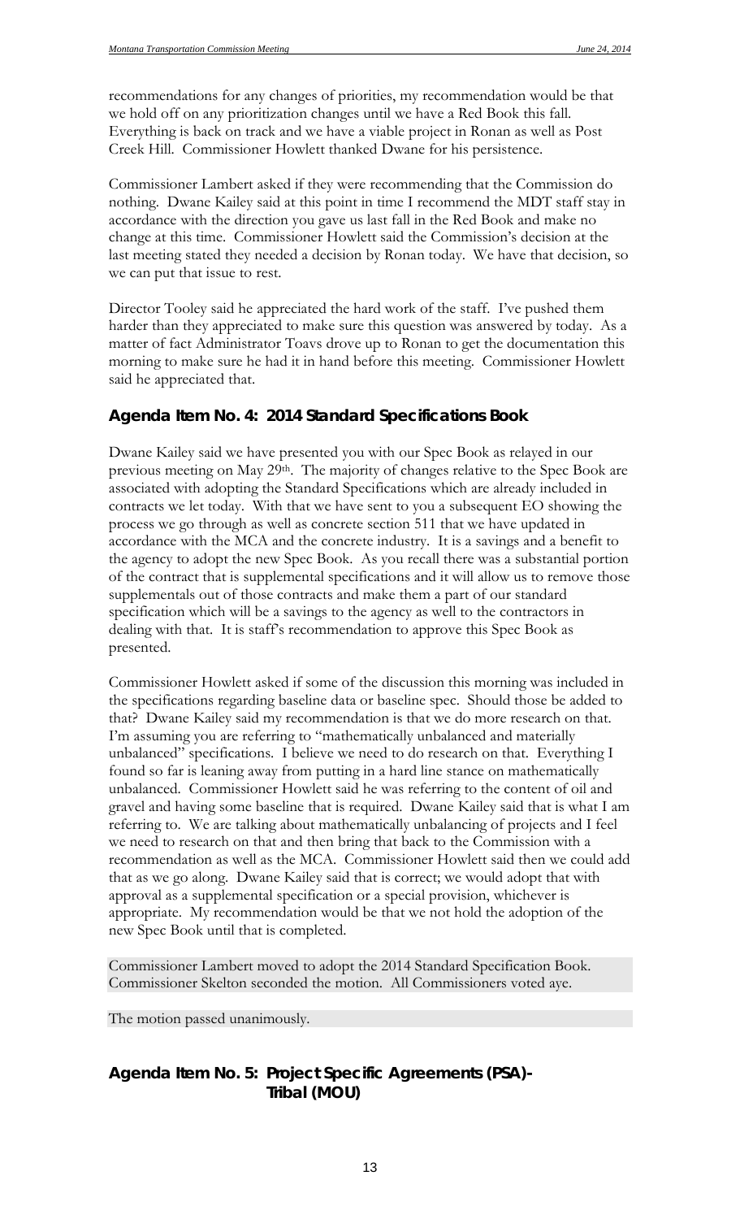recommendations for any changes of priorities, my recommendation would be that we hold off on any prioritization changes until we have a Red Book this fall. Everything is back on track and we have a viable project in Ronan as well as Post Creek Hill. Commissioner Howlett thanked Dwane for his persistence.

Commissioner Lambert asked if they were recommending that the Commission do nothing. Dwane Kailey said at this point in time I recommend the MDT staff stay in accordance with the direction you gave us last fall in the Red Book and make no change at this time. Commissioner Howlett said the Commission's decision at the last meeting stated they needed a decision by Ronan today. We have that decision, so we can put that issue to rest.

Director Tooley said he appreciated the hard work of the staff. I've pushed them harder than they appreciated to make sure this question was answered by today. As a matter of fact Administrator Toavs drove up to Ronan to get the documentation this morning to make sure he had it in hand before this meeting. Commissioner Howlett said he appreciated that.

## Agenda Item No. 4: 2014 Standard Specifications Book

Dwane Kailey said we have presented you with our Spec Book as relayed in our previous meeting on May 29th. The majority of changes relative to the Spec Book are associated with adopting the Standard Specifications which are already included in contracts we let today. With that we have sent to you a subsequent EO showing the process we go through as well as concrete section 511 that we have updated in accordance with the MCA and the concrete industry. It is a savings and a benefit to the agency to adopt the new Spec Book. As you recall there was a substantial portion of the contract that is supplemental specifications and it will allow us to remove those supplementals out of those contracts and make them a part of our standard specification which will be a savings to the agency as well to the contractors in dealing with that. It is staff's recommendation to approve this Spec Book as presented.

Commissioner Howlett asked if some of the discussion this morning was included in the specifications regarding baseline data or baseline spec. Should those be added to that? Dwane Kailey said my recommendation is that we do more research on that. I'm assuming you are referring to "mathematically unbalanced and materially unbalanced" specifications. I believe we need to do research on that. Everything I found so far is leaning away from putting in a hard line stance on mathematically unbalanced. Commissioner Howlett said he was referring to the content of oil and gravel and having some baseline that is required. Dwane Kailey said that is what I am referring to. We are talking about mathematically unbalancing of projects and I feel we need to research on that and then bring that back to the Commission with a recommendation as well as the MCA. Commissioner Howlett said then we could add that as we go along. Dwane Kailey said that is correct; we would adopt that with approval as a supplemental specification or a special provision, whichever is appropriate. My recommendation would be that we not hold the adoption of the new Spec Book until that is completed.

Commissioner Lambert moved to adopt the 2014 Standard Specification Book. Commissioner Skelton seconded the motion. All Commissioners voted aye.

The motion passed unanimously.

## Agenda Item No. 5: Project Specific Agreements (PSA)-Tribal (MOU)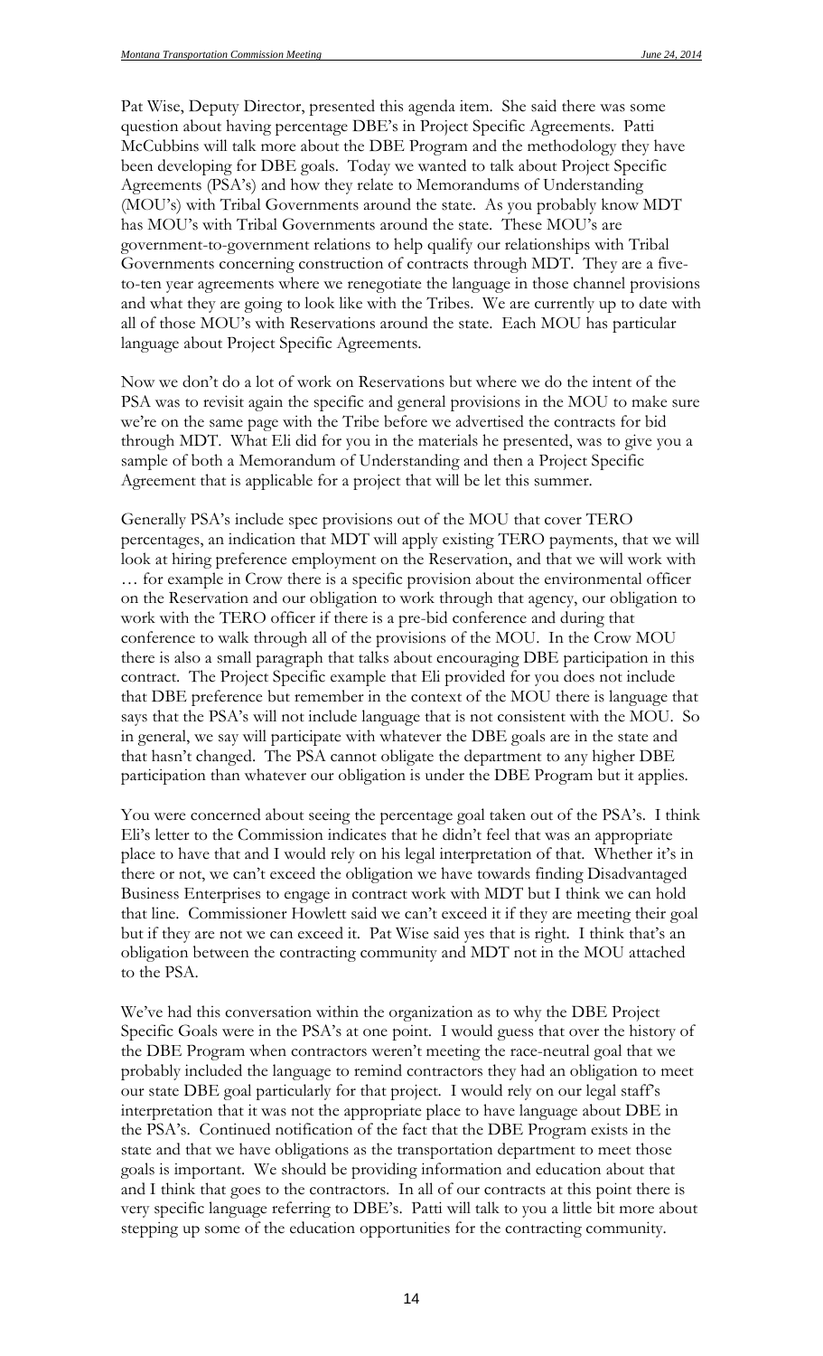Pat Wise, Deputy Director, presented this agenda item. She said there was some question about having percentage DBE's in Project Specific Agreements. Patti McCubbins will talk more about the DBE Program and the methodology they have been developing for DBE goals. Today we wanted to talk about Project Specific Agreements (PSA's) and how they relate to Memorandums of Understanding (MOU's) with Tribal Governments around the state. As you probably know MDT has MOU's with Tribal Governments around the state. These MOU's are government-to-government relations to help qualify our relationships with Tribal Governments concerning construction of contracts through MDT. They are a five-to-ten year agreements where we renegotiate the language in those channel provisions and what they are going to look like with the Tribes. We are currently up to date with all of those MOU's with Reservations around the state. Each MOU has particular language about Project Specific Agreements.

Now we don't do a lot of work on Reservations but where we do the intent of the PSA was to revisit again the specific and general provisions in the MOU to make sure we're on the same page with the Tribe before we advertised the contracts for bid through MDT. What Eli did for you in the materials he presented, was to give you a sample of both a Memorandum of Understanding and then a Project Specific Agreement that is applicable for a project that will be let this summer.

Generally PSA's include spec provisions out of the MOU that cover TERO percentages, an indication that MDT will apply existing TERO payments, that we will look at hiring preference employment on the Reservation, and that we will work with … for example in Crow there is a specific provision about the environmental officer on the Reservation and our obligation to work through that agency, our obligation to work with the TERO officer if there is a pre-bid conference and during that conference to walk through all of the provisions of the MOU. In the Crow MOU there is also a small paragraph that talks about encouraging DBE participation in this contract. The Project Specific example that Eli provided for you does not include that DBE preference but remember in the context of the MOU there is language that says that the PSA's will not include language that is not consistent with the MOU. So in general, we say will participate with whatever the DBE goals are in the state and that hasn't changed. The PSA cannot obligate the department to any higher DBE participation than whatever our obligation is under the DBE Program but it applies.

You were concerned about seeing the percentage goal taken out of the PSA's. I think Eli's letter to the Commission indicates that he didn't feel that was an appropriate place to have that and I would rely on his legal interpretation of that. Whether it's in there or not, we can't exceed the obligation we have towards finding Disadvantaged Business Enterprises to engage in contract work with MDT but I think we can hold that line. Commissioner Howlett said we can't exceed it if they are meeting their goal but if they are not we can exceed it. Pat Wise said yes that is right. I think that's an obligation between the contracting community and MDT not in the MOU attached to the PSA.

We've had this conversation within the organization as to why the DBE Project Specific Goals were in the PSA's at one point. I would guess that over the history of the DBE Program when contractors weren't meeting the race-neutral goal that we probably included the language to remind contractors they had an obligation to meet our state DBE goal particularly for that project. I would rely on our legal staff's interpretation that it was not the appropriate place to have language about DBE in the PSA's. Continued notification of the fact that the DBE Program exists in the state and that we have obligations as the transportation department to meet those goals is important. We should be providing information and education about that and I think that goes to the contractors. In all of our contracts at this point there is very specific language referring to DBE's. Patti will talk to you a little bit more about stepping up some of the education opportunities for the contracting community.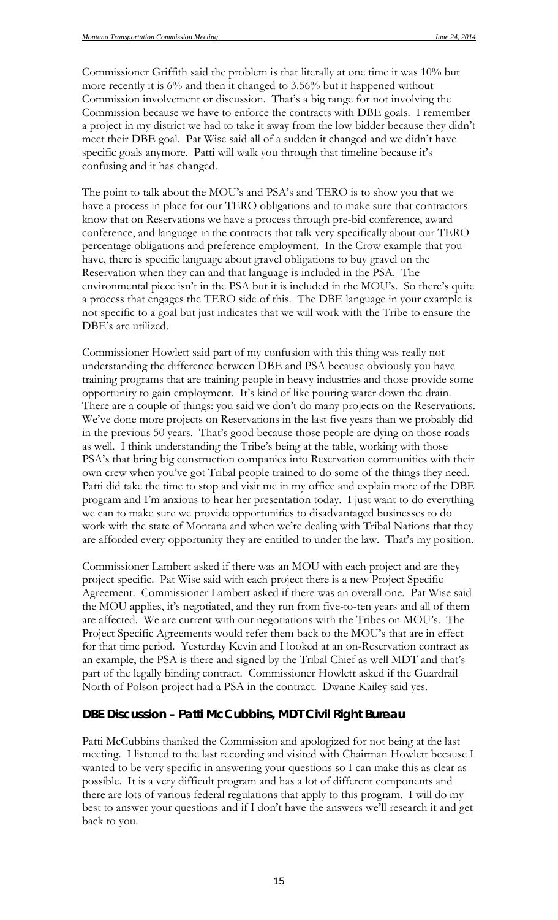Commissioner Griffith said the problem is that literally at one time it was 10% but more recently it is 6% and then it changed to 3.56% but it happened without Commission involvement or discussion. That's a big range for not involving the Commission because we have to enforce the contracts with DBE goals. I remember a project in my district we had to take it away from the low bidder because they didn't meet their DBE goal. Pat Wise said all of a sudden it changed and we didn't have specific goals anymore. Patti will walk you through that timeline because it's confusing and it has changed.

The point to talk about the MOU's and PSA's and TERO is to show you that we have a process in place for our TERO obligations and to make sure that contractors know that on Reservations we have a process through pre-bid conference, award conference, and language in the contracts that talk very specifically about our TERO percentage obligations and preference employment. In the Crow example that you have, there is specific language about gravel obligations to buy gravel on the Reservation when they can and that language is included in the PSA. The environmental piece isn't in the PSA but it is included in the MOU's. So there's quite a process that engages the TERO side of this. The DBE language in your example is not specific to a goal but just indicates that we will work with the Tribe to ensure the DBE's are utilized.

Commissioner Howlett said part of my confusion with this thing was really not understanding the difference between DBE and PSA because obviously you have training programs that are training people in heavy industries and those provide some opportunity to gain employment. It's kind of like pouring water down the drain. There are a couple of things: you said we don't do many projects on the Reservations. We've done more projects on Reservations in the last five years than we probably did in the previous 50 years. That's good because those people are dying on those roads as well. I think understanding the Tribe's being at the table, working with those PSA's that bring big construction companies into Reservation communities with their own crew when you've got Tribal people trained to do some of the things they need. Patti did take the time to stop and visit me in my office and explain more of the DBE program and I'm anxious to hear her presentation today. I just want to do everything we can to make sure we provide opportunities to disadvantaged businesses to do work with the state of Montana and when we're dealing with Tribal Nations that they are afforded every opportunity they are entitled to under the law. That's my position.

Commissioner Lambert asked if there was an MOU with each project and are they project specific. Pat Wise said with each project there is a new Project Specific Agreement. Commissioner Lambert asked if there was an overall one. Pat Wise said the MOU applies, it's negotiated, and they run from five-to-ten years and all of them are affected. We are current with our negotiations with the Tribes on MOU's. The Project Specific Agreements would refer them back to the MOU's that are in effect for that time period. Yesterday Kevin and I looked at an on-Reservation contract as an example, the PSA is there and signed by the Tribal Chief as well MDT and that's part of the legally binding contract. Commissioner Howlett asked if the Guardrail North of Polson project had a PSA in the contract. Dwane Kailey said yes.

## DBE Discussion – Patti McCubbins, MDT Civil Right Bureau

Patti McCubbins thanked the Commission and apologized for not being at the last meeting. I listened to the last recording and visited with Chairman Howlett because I wanted to be very specific in answering your questions so I can make this as clear as possible. It is a very difficult program and has a lot of different components and there are lots of various federal regulations that apply to this program. I will do my best to answer your questions and if I don't have the answers we'll research it and get back to you.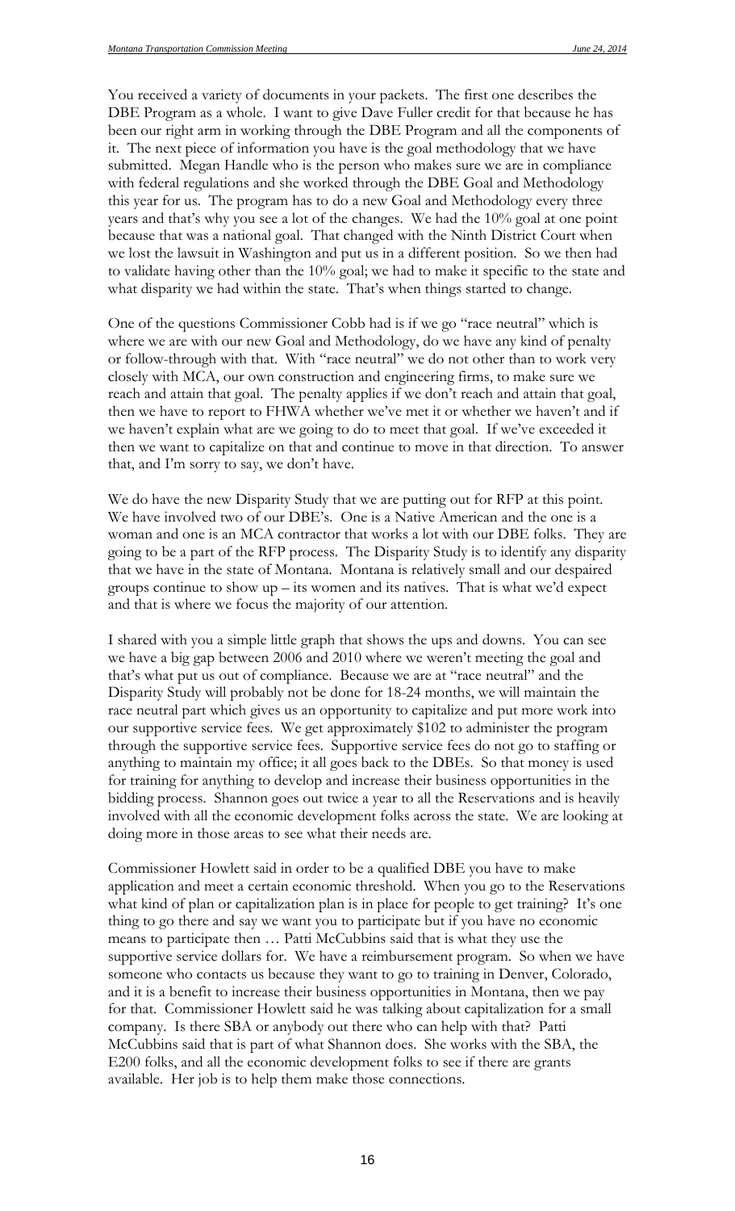You received a variety of documents in your packets. The first one describes the DBE Program as a whole. I want to give Dave Fuller credit for that because he has been our right arm in working through the DBE Program and all the components of it. The next piece of information you have is the goal methodology that we have submitted. Megan Handle who is the person who makes sure we are in compliance with federal regulations and she worked through the DBE Goal and Methodology this year for us. The program has to do a new Goal and Methodology every three years and that's why you see a lot of the changes. We had the 10% goal at one point because that was a national goal. That changed with the Ninth District Court when we lost the lawsuit in Washington and put us in a different position. So we then had to validate having other than the 10% goal; we had to make it specific to the state and what disparity we had within the state. That's when things started to change.

One of the questions Commissioner Cobb had is if we go "race neutral" which is where we are with our new Goal and Methodology, do we have any kind of penalty or follow-through with that. With "race neutral" we do not other than to work very closely with MCA, our own construction and engineering firms, to make sure we reach and attain that goal. The penalty applies if we don't reach and attain that goal, then we have to report to FHWA whether we've met it or whether we haven't and if we haven't explain what are we going to do to meet that goal. If we've exceeded it then we want to capitalize on that and continue to move in that direction. To answer that, and I'm sorry to say, we don't have.

We do have the new Disparity Study that we are putting out for RFP at this point. We have involved two of our DBE's. One is a Native American and the one is a woman and one is an MCA contractor that works a lot with our DBE folks. They are going to be a part of the RFP process. The Disparity Study is to identify any disparity that we have in the state of Montana. Montana is relatively small and our despaired groups continue to show up – its women and its natives. That is what we'd expect and that is where we focus the majority of our attention.

I shared with you a simple little graph that shows the ups and downs. You can see we have a big gap between 2006 and 2010 where we weren't meeting the goal and that's what put us out of compliance. Because we are at "race neutral" and the Disparity Study will probably not be done for 18-24 months, we will maintain the race neutral part which gives us an opportunity to capitalize and put more work into our supportive service fees. We get approximately $102 to administer the program through the supportive service fees. Supportive service fees do not go to staffing or anything to maintain my office; it all goes back to the DBEs. So that money is used for training for anything to develop and increase their business opportunities in the bidding process. Shannon goes out twice a year to all the Reservations and is heavily involved with all the economic development folks across the state. We are looking at doing more in those areas to see what their needs are.

Commissioner Howlett said in order to be a qualified DBE you have to make application and meet a certain economic threshold. When you go to the Reservations what kind of plan or capitalization plan is in place for people to get training? It's one thing to go there and say we want you to participate but if you have no economic means to participate then … Patti McCubbins said that is what they use the supportive service dollars for. We have a reimbursement program. So when we have someone who contacts us because they want to go to training in Denver, Colorado, and it is a benefit to increase their business opportunities in Montana, then we pay for that. Commissioner Howlett said he was talking about capitalization for a small company. Is there SBA or anybody out there who can help with that? Patti McCubbins said that is part of what Shannon does. She works with the SBA, the E200 folks, and all the economic development folks to see if there are grants available. Her job is to help them make those connections.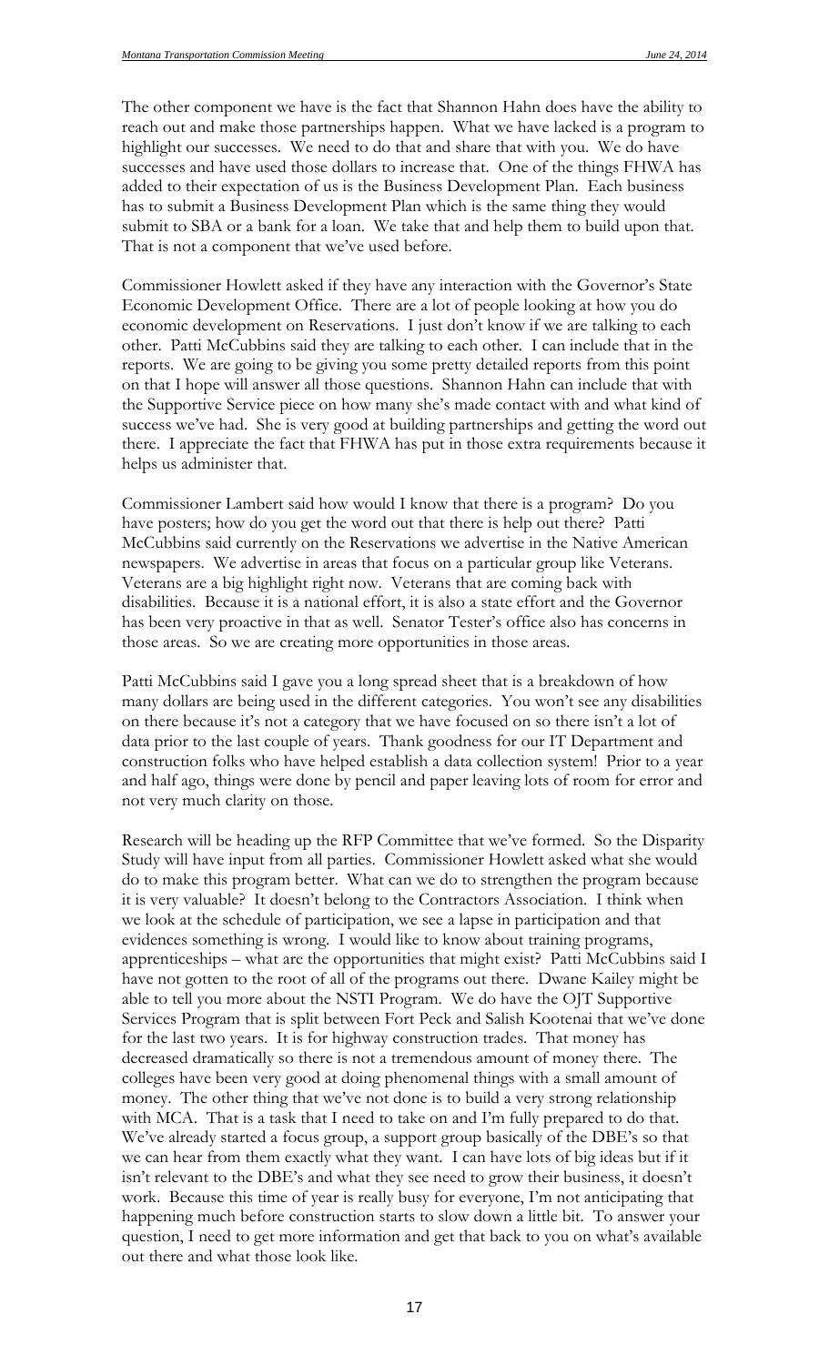The other component we have is the fact that Shannon Hahn does have the ability to reach out and make those partnerships happen. What we have lacked is a program to highlight our successes. We need to do that and share that with you. We do have successes and have used those dollars to increase that. One of the things FHWA has added to their expectation of us is the Business Development Plan. Each business has to submit a Business Development Plan which is the same thing they would submit to SBA or a bank for a loan. We take that and help them to build upon that. That is not a component that we've used before.

Commissioner Howlett asked if they have any interaction with the Governor's State Economic Development Office. There are a lot of people looking at how you do economic development on Reservations. I just don't know if we are talking to each other. Patti McCubbins said they are talking to each other. I can include that in the reports. We are going to be giving you some pretty detailed reports from this point on that I hope will answer all those questions. Shannon Hahn can include that with the Supportive Service piece on how many she's made contact with and what kind of success we've had. She is very good at building partnerships and getting the word out there. I appreciate the fact that FHWA has put in those extra requirements because it helps us administer that.

Commissioner Lambert said how would I know that there is a program? Do you have posters; how do you get the word out that there is help out there? Patti McCubbins said currently on the Reservations we advertise in the Native American newspapers. We advertise in areas that focus on a particular group like Veterans. Veterans are a big highlight right now. Veterans that are coming back with disabilities. Because it is a national effort, it is also a state effort and the Governor has been very proactive in that as well. Senator Tester's office also has concerns in those areas. So we are creating more opportunities in those areas.

Patti McCubbins said I gave you a long spread sheet that is a breakdown of how many dollars are being used in the different categories. You won't see any disabilities on there because it's not a category that we have focused on so there isn't a lot of data prior to the last couple of years. Thank goodness for our IT Department and construction folks who have helped establish a data collection system! Prior to a year and half ago, things were done by pencil and paper leaving lots of room for error and not very much clarity on those.

Research will be heading up the RFP Committee that we've formed. So the Disparity Study will have input from all parties. Commissioner Howlett asked what she would do to make this program better. What can we do to strengthen the program because it is very valuable? It doesn't belong to the Contractors Association. I think when we look at the schedule of participation, we see a lapse in participation and that evidences something is wrong. I would like to know about training programs, apprenticeships – what are the opportunities that might exist? Patti McCubbins said I have not gotten to the root of all of the programs out there. Dwane Kailey might be able to tell you more about the NSTI Program. We do have the OJT Supportive Services Program that is split between Fort Peck and Salish Kootenai that we've done for the last two years. It is for highway construction trades. That money has decreased dramatically so there is not a tremendous amount of money there. The colleges have been very good at doing phenomenal things with a small amount of money. The other thing that we've not done is to build a very strong relationship with MCA. That is a task that I need to take on and I'm fully prepared to do that. We've already started a focus group, a support group basically of the DBE's so that we can hear from them exactly what they want. I can have lots of big ideas but if it isn't relevant to the DBE's and what they see need to grow their business, it doesn't work. Because this time of year is really busy for everyone, I'm not anticipating that happening much before construction starts to slow down a little bit. To answer your question, I need to get more information and get that back to you on what's available out there and what those look like.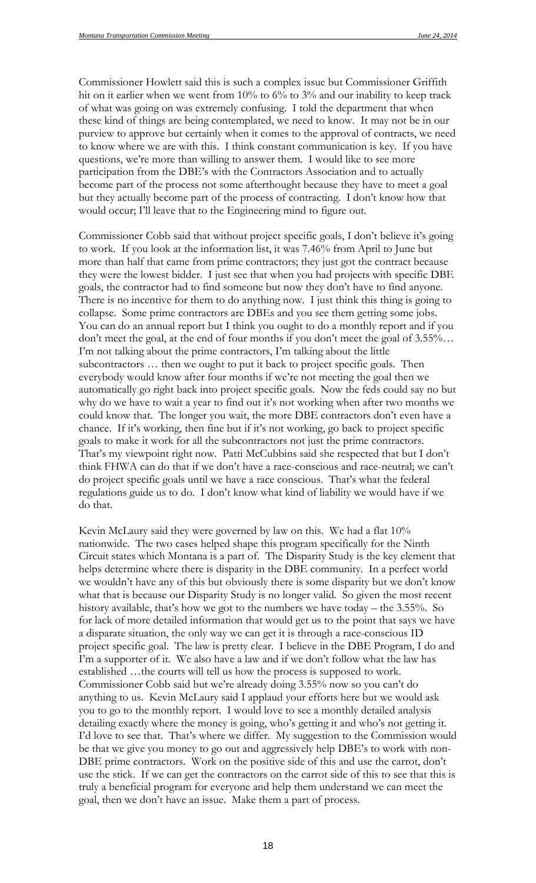Commissioner Howlett said this is such a complex issue but Commissioner Griffith hit on it earlier when we went from 10% to 6% to 3% and our inability to keep track of what was going on was extremely confusing. I told the department that when these kind of things are being contemplated, we need to know. It may not be in our purview to approve but certainly when it comes to the approval of contracts, we need to know where we are with this. I think constant communication is key. If you have questions, we're more than willing to answer them. I would like to see more participation from the DBE's with the Contractors Association and to actually become part of the process not some afterthought because they have to meet a goal but they actually become part of the process of contracting. I don't know how that would occur; I'll leave that to the Engineering mind to figure out.

Commissioner Cobb said that without project specific goals, I don't believe it's going to work. If you look at the information list, it was 7.46% from April to June but more than half that came from prime contractors; they just got the contract because they were the lowest bidder. I just see that when you had projects with specific DBE goals, the contractor had to find someone but now they don't have to find anyone. There is no incentive for them to do anything now. I just think this thing is going to collapse. Some prime contractors are DBEs and you see them getting some jobs. You can do an annual report but I think you ought to do a monthly report and if you don't meet the goal, at the end of four months if you don't meet the goal of 3.55%… I'm not talking about the prime contractors, I'm talking about the little subcontractors … then we ought to put it back to project specific goals. Then everybody would know after four months if we're not meeting the goal then we automatically go right back into project specific goals. Now the feds could say no but why do we have to wait a year to find out it's not working when after two months we could know that. The longer you wait, the more DBE contractors don't even have a chance. If it's working, then fine but if it's not working, go back to project specific goals to make it work for all the subcontractors not just the prime contractors. That's my viewpoint right now. Patti McCubbins said she respected that but I don't think FHWA can do that if we don't have a race-conscious and race-neutral; we can't do project specific goals until we have a race conscious. That's what the federal regulations guide us to do. I don't know what kind of liability we would have if we do that.

Kevin McLaury said they were governed by law on this. We had a flat 10% nationwide. The two cases helped shape this program specifically for the Ninth Circuit states which Montana is a part of. The Disparity Study is the key element that helps determine where there is disparity in the DBE community. In a perfect world we wouldn't have any of this but obviously there is some disparity but we don't know what that is because our Disparity Study is no longer valid. So given the most recent history available, that's how we got to the numbers we have today – the 3.55%. So for lack of more detailed information that would get us to the point that says we have a disparate situation, the only way we can get it is through a race-conscious ID project specific goal. The law is pretty clear. I believe in the DBE Program, I do and I'm a supporter of it. We also have a law and if we don't follow what the law has established …the courts will tell us how the process is supposed to work. Commissioner Cobb said but we're already doing 3.55% now so you can't do anything to us. Kevin McLaury said I applaud your efforts here but we would ask you to go to the monthly report. I would love to see a monthly detailed analysis detailing exactly where the money is going, who's getting it and who's not getting it. I'd love to see that. That's where we differ. My suggestion to the Commission would be that we give you money to go out and aggressively help DBE's to work with non-DBE prime contractors. Work on the positive side of this and use the carrot, don't use the stick. If we can get the contractors on the carrot side of this to see that this is truly a beneficial program for everyone and help them understand we can meet the goal, then we don't have an issue. Make them a part of process.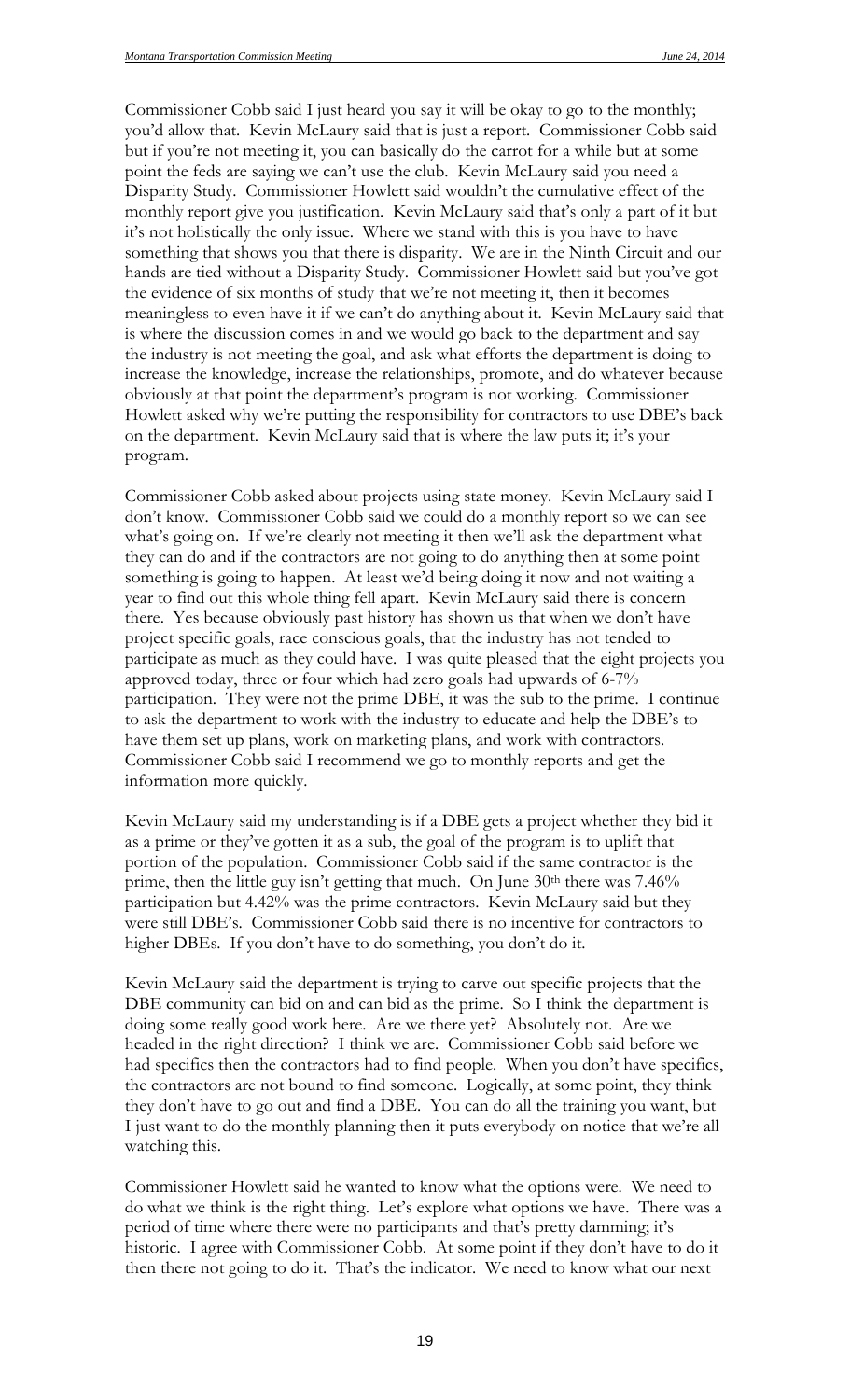Commissioner Cobb said I just heard you say it will be okay to go to the monthly; you'd allow that. Kevin McLaury said that is just a report. Commissioner Cobb said but if you're not meeting it, you can basically do the carrot for a while but at some point the feds are saying we can't use the club. Kevin McLaury said you need a Disparity Study. Commissioner Howlett said wouldn't the cumulative effect of the monthly report give you justification. Kevin McLaury said that's only a part of it but it's not holistically the only issue. Where we stand with this is you have to have something that shows you that there is disparity. We are in the Ninth Circuit and our hands are tied without a Disparity Study. Commissioner Howlett said but you've got the evidence of six months of study that we're not meeting it, then it becomes meaningless to even have it if we can't do anything about it. Kevin McLaury said that is where the discussion comes in and we would go back to the department and say the industry is not meeting the goal, and ask what efforts the department is doing to increase the knowledge, increase the relationships, promote, and do whatever because obviously at that point the department's program is not working. Commissioner Howlett asked why we're putting the responsibility for contractors to use DBE's back on the department. Kevin McLaury said that is where the law puts it; it's your program.

Commissioner Cobb asked about projects using state money. Kevin McLaury said I don't know. Commissioner Cobb said we could do a monthly report so we can see what's going on. If we're clearly not meeting it then we'll ask the department what they can do and if the contractors are not going to do anything then at some point something is going to happen. At least we'd being doing it now and not waiting a year to find out this whole thing fell apart. Kevin McLaury said there is concern there. Yes because obviously past history has shown us that when we don't have project specific goals, race conscious goals, that the industry has not tended to participate as much as they could have. I was quite pleased that the eight projects you approved today, three or four which had zero goals had upwards of 6-7% participation. They were not the prime DBE, it was the sub to the prime. I continue to ask the department to work with the industry to educate and help the DBE's to have them set up plans, work on marketing plans, and work with contractors. Commissioner Cobb said I recommend we go to monthly reports and get the information more quickly.

Kevin McLaury said my understanding is if a DBE gets a project whether they bid it as a prime or they've gotten it as a sub, the goal of the program is to uplift that portion of the population. Commissioner Cobb said if the same contractor is the prime, then the little guy isn't getting that much. On June 30th there was 7.46% participation but 4.42% was the prime contractors. Kevin McLaury said but they were still DBE's. Commissioner Cobb said there is no incentive for contractors to higher DBEs. If you don't have to do something, you don't do it.

Kevin McLaury said the department is trying to carve out specific projects that the DBE community can bid on and can bid as the prime. So I think the department is doing some really good work here. Are we there yet? Absolutely not. Are we headed in the right direction? I think we are. Commissioner Cobb said before we had specifics then the contractors had to find people. When you don't have specifics, the contractors are not bound to find someone. Logically, at some point, they think they don't have to go out and find a DBE. You can do all the training you want, but I just want to do the monthly planning then it puts everybody on notice that we're all watching this.

Commissioner Howlett said he wanted to know what the options were. We need to do what we think is the right thing. Let's explore what options we have. There was a period of time where there were no participants and that's pretty damming; it's historic. I agree with Commissioner Cobb. At some point if they don't have to do it then there not going to do it. That's the indicator. We need to know what our next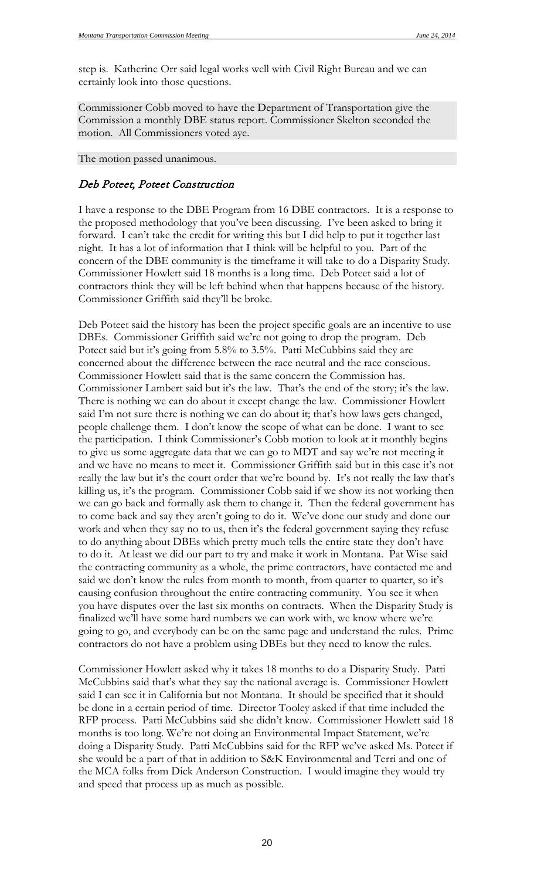step is. Katherine Orr said legal works well with Civil Right Bureau and we can certainly look into those questions.

Commissioner Cobb moved to have the Department of Transportation give the Commission a monthly DBE status report. Commissioner Skelton seconded the motion. All Commissioners voted aye.

The motion passed unanimous.

### *Deb Poteet, Poteet Construction*

I have a response to the DBE Program from 16 DBE contractors. It is a response to the proposed methodology that you've been discussing. I've been asked to bring it forward. I can't take the credit for writing this but I did help to put it together last night. It has a lot of information that I think will be helpful to you. Part of the concern of the DBE community is the timeframe it will take to do a Disparity Study. Commissioner Howlett said 18 months is a long time. Deb Poteet said a lot of contractors think they will be left behind when that happens because of the history. Commissioner Griffith said they'll be broke.

Deb Poteet said the history has been the project specific goals are an incentive to use DBEs. Commissioner Griffith said we're not going to drop the program. Deb Poteet said but it's going from 5.8% to 3.5%. Patti McCubbins said they are concerned about the difference between the race neutral and the race conscious. Commissioner Howlett said that is the same concern the Commission has. Commissioner Lambert said but it's the law. That's the end of the story; it's the law. There is nothing we can do about it except change the law. Commissioner Howlett said I'm not sure there is nothing we can do about it; that's how laws gets changed, people challenge them. I don't know the scope of what can be done. I want to see the participation. I think Commissioner's Cobb motion to look at it monthly begins to give us some aggregate data that we can go to MDT and say we're not meeting it and we have no means to meet it. Commissioner Griffith said but in this case it's not really the law but it's the court order that we're bound by. It's not really the law that's killing us, it's the program. Commissioner Cobb said if we show its not working then we can go back and formally ask them to change it. Then the federal government has to come back and say they aren't going to do it. We've done our study and done our work and when they say no to us, then it's the federal government saying they refuse to do anything about DBEs which pretty much tells the entire state they don't have to do it. At least we did our part to try and make it work in Montana. Pat Wise said the contracting community as a whole, the prime contractors, have contacted me and said we don't know the rules from month to month, from quarter to quarter, so it's causing confusion throughout the entire contracting community. You see it when you have disputes over the last six months on contracts. When the Disparity Study is finalized we'll have some hard numbers we can work with, we know where we're going to go, and everybody can be on the same page and understand the rules. Prime contractors do not have a problem using DBEs but they need to know the rules.

Commissioner Howlett asked why it takes 18 months to do a Disparity Study. Patti McCubbins said that's what they say the national average is. Commissioner Howlett said I can see it in California but not Montana. It should be specified that it should be done in a certain period of time. Director Tooley asked if that time included the RFP process. Patti McCubbins said she didn't know. Commissioner Howlett said 18 months is too long. We're not doing an Environmental Impact Statement, we're doing a Disparity Study. Patti McCubbins said for the RFP we've asked Ms. Poteet if she would be a part of that in addition to S&K Environmental and Terri and one of the MCA folks from Dick Anderson Construction. I would imagine they would try and speed that process up as much as possible.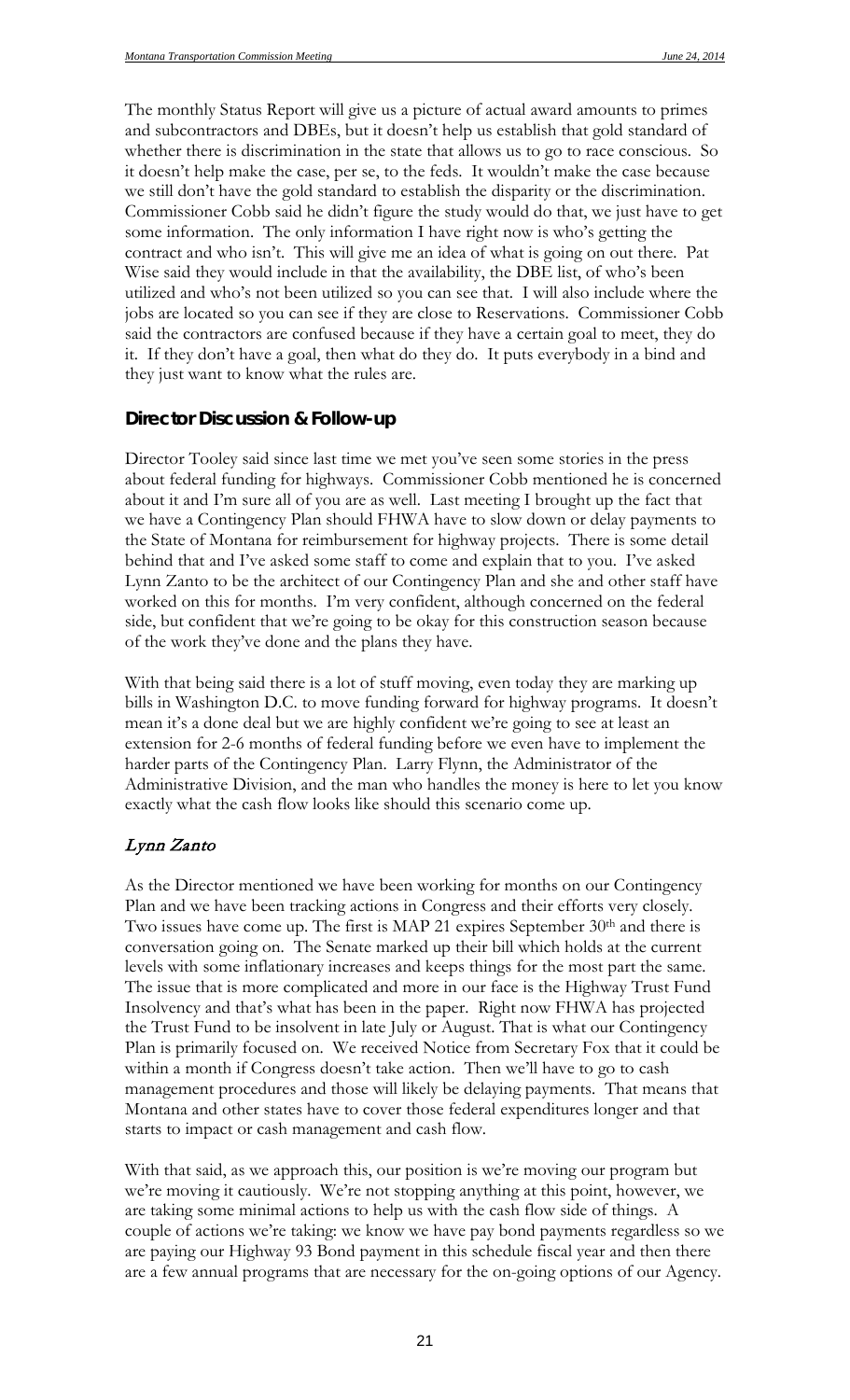The monthly Status Report will give us a picture of actual award amounts to primes and subcontractors and DBEs, but it doesn't help us establish that gold standard of whether there is discrimination in the state that allows us to go to race conscious. So it doesn't help make the case, per se, to the feds. It wouldn't make the case because we still don't have the gold standard to establish the disparity or the discrimination. Commissioner Cobb said he didn't figure the study would do that, we just have to get some information. The only information I have right now is who's getting the contract and who isn't. This will give me an idea of what is going on out there. Pat Wise said they would include in that the availability, the DBE list, of who's been utilized and who's not been utilized so you can see that. I will also include where the jobs are located so you can see if they are close to Reservations. Commissioner Cobb said the contractors are confused because if they have a certain goal to meet, they do it. If they don't have a goal, then what do they do. It puts everybody in a bind and they just want to know what the rules are.

## Director Discussion & Follow-up

Director Tooley said since last time we met you've seen some stories in the press about federal funding for highways. Commissioner Cobb mentioned he is concerned about it and I'm sure all of you are as well. Last meeting I brought up the fact that we have a Contingency Plan should FHWA have to slow down or delay payments to the State of Montana for reimbursement for highway projects. There is some detail behind that and I've asked some staff to come and explain that to you. I've asked Lynn Zanto to be the architect of our Contingency Plan and she and other staff have worked on this for months. I'm very confident, although concerned on the federal side, but confident that we're going to be okay for this construction season because of the work they've done and the plans they have.

With that being said there is a lot of stuff moving, even today they are marking up bills in Washington D.C. to move funding forward for highway programs. It doesn't mean it's a done deal but we are highly confident we're going to see at least an extension for 2-6 months of federal funding before we even have to implement the harder parts of the Contingency Plan. Larry Flynn, the Administrator of the Administrative Division, and the man who handles the money is here to let you know exactly what the cash flow looks like should this scenario come up.

### *Lynn Zanto*

As the Director mentioned we have been working for months on our Contingency Plan and we have been tracking actions in Congress and their efforts very closely. Two issues have come up. The first is MAP 21 expires September 30th and there is conversation going on. The Senate marked up their bill which holds at the current levels with some inflationary increases and keeps things for the most part the same. The issue that is more complicated and more in our face is the Highway Trust Fund Insolvency and that's what has been in the paper. Right now FHWA has projected the Trust Fund to be insolvent in late July or August. That is what our Contingency Plan is primarily focused on. We received Notice from Secretary Fox that it could be within a month if Congress doesn't take action. Then we'll have to go to cash management procedures and those will likely be delaying payments. That means that Montana and other states have to cover those federal expenditures longer and that starts to impact or cash management and cash flow.

With that said, as we approach this, our position is we're moving our program but we're moving it cautiously. We're not stopping anything at this point, however, we are taking some minimal actions to help us with the cash flow side of things. A couple of actions we're taking: we know we have pay bond payments regardless so we are paying our Highway 93 Bond payment in this schedule fiscal year and then there are a few annual programs that are necessary for the on-going options of our Agency.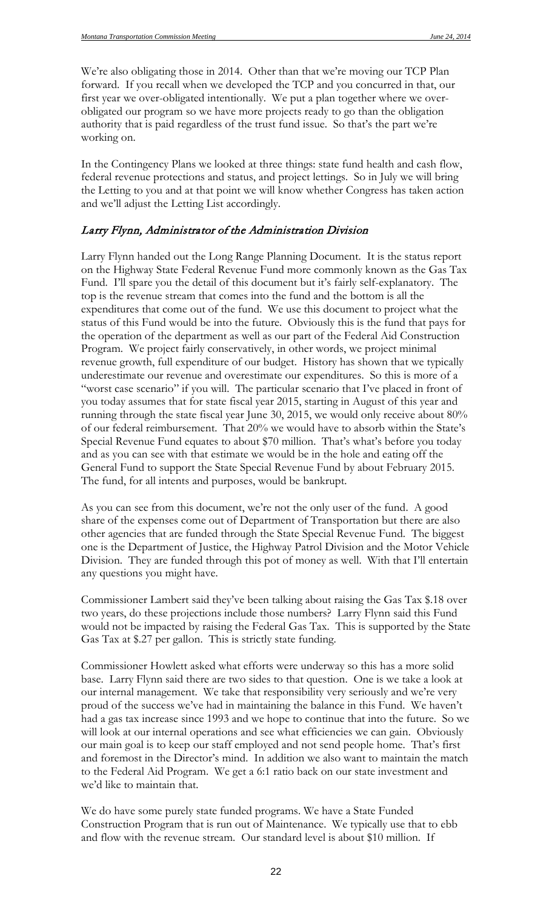We're also obligating those in 2014. Other than that we're moving our TCP Plan forward. If you recall when we developed the TCP and you concurred in that, our first year we over-obligated intentionally. We put a plan together where we over-obligated our program so we have more projects ready to go than the obligation authority that is paid regardless of the trust fund issue. So that's the part we're working on.

In the Contingency Plans we looked at three things: state fund health and cash flow, federal revenue protections and status, and project lettings. So in July we will bring the Letting to you and at that point we will know whether Congress has taken action and we'll adjust the Letting List accordingly.

## *Larry Flynn, Administrator of the Administration Division*

Larry Flynn handed out the Long Range Planning Document. It is the status report on the Highway State Federal Revenue Fund more commonly known as the Gas Tax Fund. I'll spare you the detail of this document but it's fairly self-explanatory. The top is the revenue stream that comes into the fund and the bottom is all the expenditures that come out of the fund. We use this document to project what the status of this Fund would be into the future. Obviously this is the fund that pays for the operation of the department as well as our part of the Federal Aid Construction Program. We project fairly conservatively, in other words, we project minimal revenue growth, full expenditure of our budget. History has shown that we typically underestimate our revenue and overestimate our expenditures. So this is more of a "worst case scenario" if you will. The particular scenario that I've placed in front of you today assumes that for state fiscal year 2015, starting in August of this year and running through the state fiscal year June 30, 2015, we would only receive about 80% of our federal reimbursement. That 20% we would have to absorb within the State's Special Revenue Fund equates to about $70 million. That's what's before you today and as you can see with that estimate we would be in the hole and eating off the General Fund to support the State Special Revenue Fund by about February 2015. The fund, for all intents and purposes, would be bankrupt.

As you can see from this document, we're not the only user of the fund. A good share of the expenses come out of Department of Transportation but there are also other agencies that are funded through the State Special Revenue Fund. The biggest one is the Department of Justice, the Highway Patrol Division and the Motor Vehicle Division. They are funded through this pot of money as well. With that I'll entertain any questions you might have.

Commissioner Lambert said they've been talking about raising the Gas Tax $.18 over two years, do these projections include those numbers? Larry Flynn said this Fund would not be impacted by raising the Federal Gas Tax. This is supported by the State Gas Tax at $.27 per gallon. This is strictly state funding.

Commissioner Howlett asked what efforts were underway so this has a more solid base. Larry Flynn said there are two sides to that question. One is we take a look at our internal management. We take that responsibility very seriously and we're very proud of the success we've had in maintaining the balance in this Fund. We haven't had a gas tax increase since 1993 and we hope to continue that into the future. So we will look at our internal operations and see what efficiencies we can gain. Obviously our main goal is to keep our staff employed and not send people home. That's first and foremost in the Director's mind. In addition we also want to maintain the match to the Federal Aid Program. We get a 6:1 ratio back on our state investment and we'd like to maintain that.

We do have some purely state funded programs. We have a State Funded Construction Program that is run out of Maintenance. We typically use that to ebb and flow with the revenue stream. Our standard level is about $10 million. If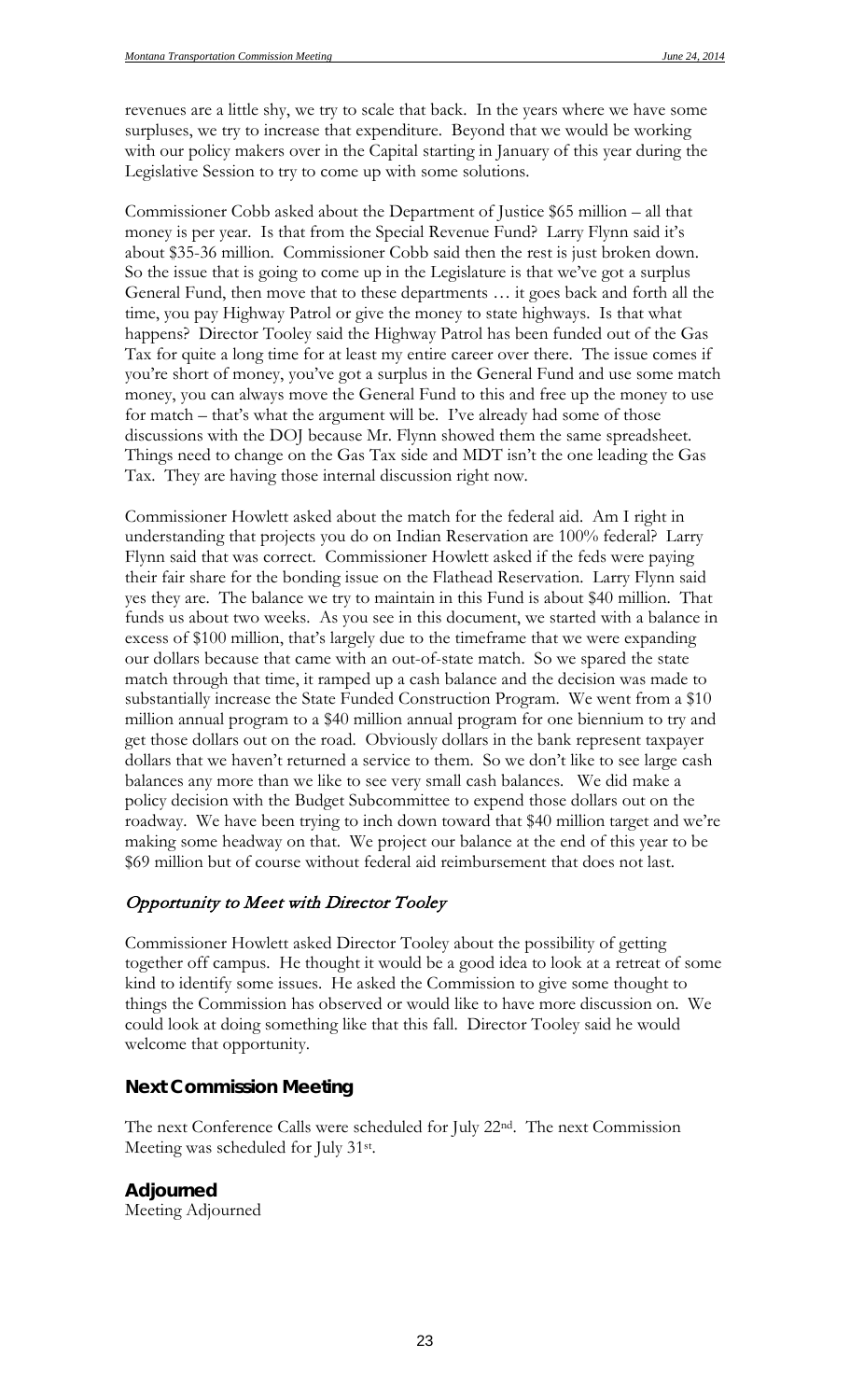revenues are a little shy, we try to scale that back. In the years where we have some surpluses, we try to increase that expenditure. Beyond that we would be working with our policy makers over in the Capital starting in January of this year during the Legislative Session to try to come up with some solutions.

Commissioner Cobb asked about the Department of Justice $65 million – all that money is per year. Is that from the Special Revenue Fund? Larry Flynn said it's about $35-36 million. Commissioner Cobb said then the rest is just broken down. So the issue that is going to come up in the Legislature is that we've got a surplus General Fund, then move that to these departments … it goes back and forth all the time, you pay Highway Patrol or give the money to state highways. Is that what happens? Director Tooley said the Highway Patrol has been funded out of the Gas Tax for quite a long time for at least my entire career over there. The issue comes if you're short of money, you've got a surplus in the General Fund and use some match money, you can always move the General Fund to this and free up the money to use for match – that's what the argument will be. I've already had some of those discussions with the DOJ because Mr. Flynn showed them the same spreadsheet. Things need to change on the Gas Tax side and MDT isn't the one leading the Gas Tax. They are having those internal discussion right now.

Commissioner Howlett asked about the match for the federal aid. Am I right in understanding that projects you do on Indian Reservation are 100% federal? Larry Flynn said that was correct. Commissioner Howlett asked if the feds were paying their fair share for the bonding issue on the Flathead Reservation. Larry Flynn said yes they are. The balance we try to maintain in this Fund is about $40 million. That funds us about two weeks. As you see in this document, we started with a balance in excess of $100 million, that's largely due to the timeframe that we were expanding our dollars because that came with an out-of-state match. So we spared the state match through that time, it ramped up a cash balance and the decision was made to substantially increase the State Funded Construction Program. We went from a $10 million annual program to a $40 million annual program for one biennium to try and get those dollars out on the road. Obviously dollars in the bank represent taxpayer dollars that we haven't returned a service to them. So we don't like to see large cash balances any more than we like to see very small cash balances. We did make a policy decision with the Budget Subcommittee to expend those dollars out on the roadway. We have been trying to inch down toward that $40 million target and we're making some headway on that. We project our balance at the end of this year to be $69 million but of course without federal aid reimbursement that does not last.

### *Opportunity to Meet with Director Tooley*

Commissioner Howlett asked Director Tooley about the possibility of getting together off campus. He thought it would be a good idea to look at a retreat of some kind to identify some issues. He asked the Commission to give some thought to things the Commission has observed or would like to have more discussion on. We could look at doing something like that this fall. Director Tooley said he would welcome that opportunity.

## Next Commission Meeting

The next Conference Calls were scheduled for July 22nd. The next Commission Meeting was scheduled for July 31st.

## Adjourned

Meeting Adjourned